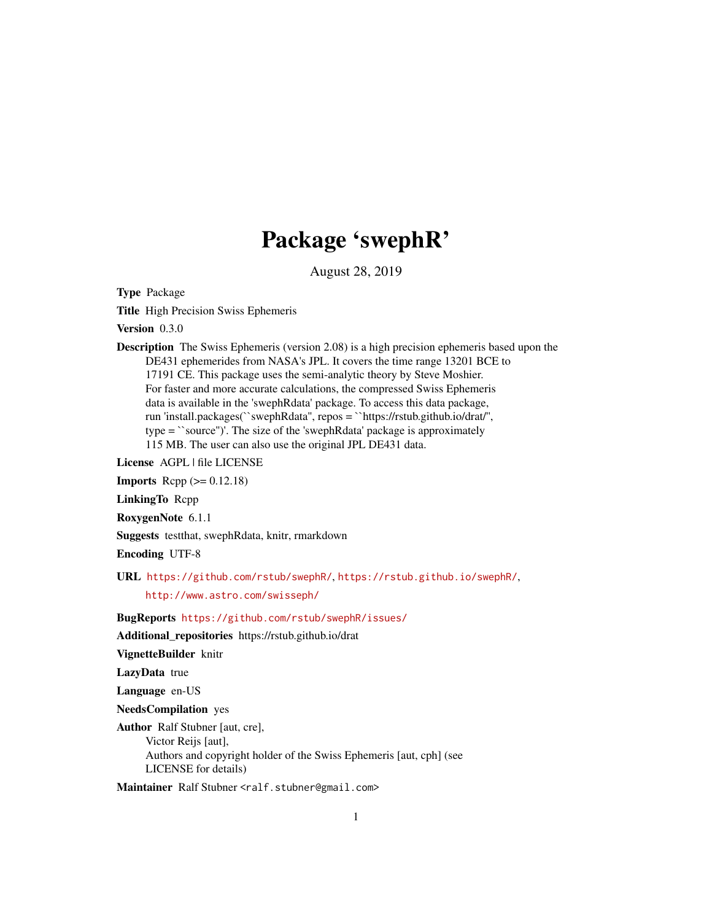# Package 'swephR'

August 28, 2019

**Type** Package

**Title** High Precision Swiss Ephemeris

**Version** 0.3.0

**Description** The Swiss Ephemeris (version 2.08) is a high precision ephemeris based upon the DE431 ephemerides from NASA's JPL. It covers the time range 13201 BCE to 17191 CE. This package uses the semi-analytic theory by Steve Moshier. For faster and more accurate calculations, the compressed Swiss Ephemeris data is available in the 'swephRdata' package. To access this data package, run 'install.packages(``swephRdata'', repos = ``https://rstub.github.io/drat/'', type = ``source'')'. The size of the 'swephRdata' package is approximately 115 MB. The user can also use the original JPL DE431 data.

**License** AGPL | file LICENSE

**Imports** Rcpp (>= 0.12.18)

**LinkingTo** Rcpp

**RoxygenNote** 6.1.1

**Suggests** testthat, swephRdata, knitr, rmarkdown

**Encoding** UTF-8

**URL** https://github.com/rstub/swephR/, https://rstub.github.io/swephR/, http://www.astro.com/swisseph/

**BugReports** https://github.com/rstub/swephR/issues/

**Additional_repositories** https://rstub.github.io/drat

**VignetteBuilder** knitr

**LazyData** true

**Language** en-US

**NeedsCompilation** yes

**Author** Ralf Stubner [aut, cre],
Victor Reijs [aut],
Authors and copyright holder of the Swiss Ephemeris [aut, cph] (see LICENSE for details)

**Maintainer** Ralf Stubner <ralf.stubner@gmail.com>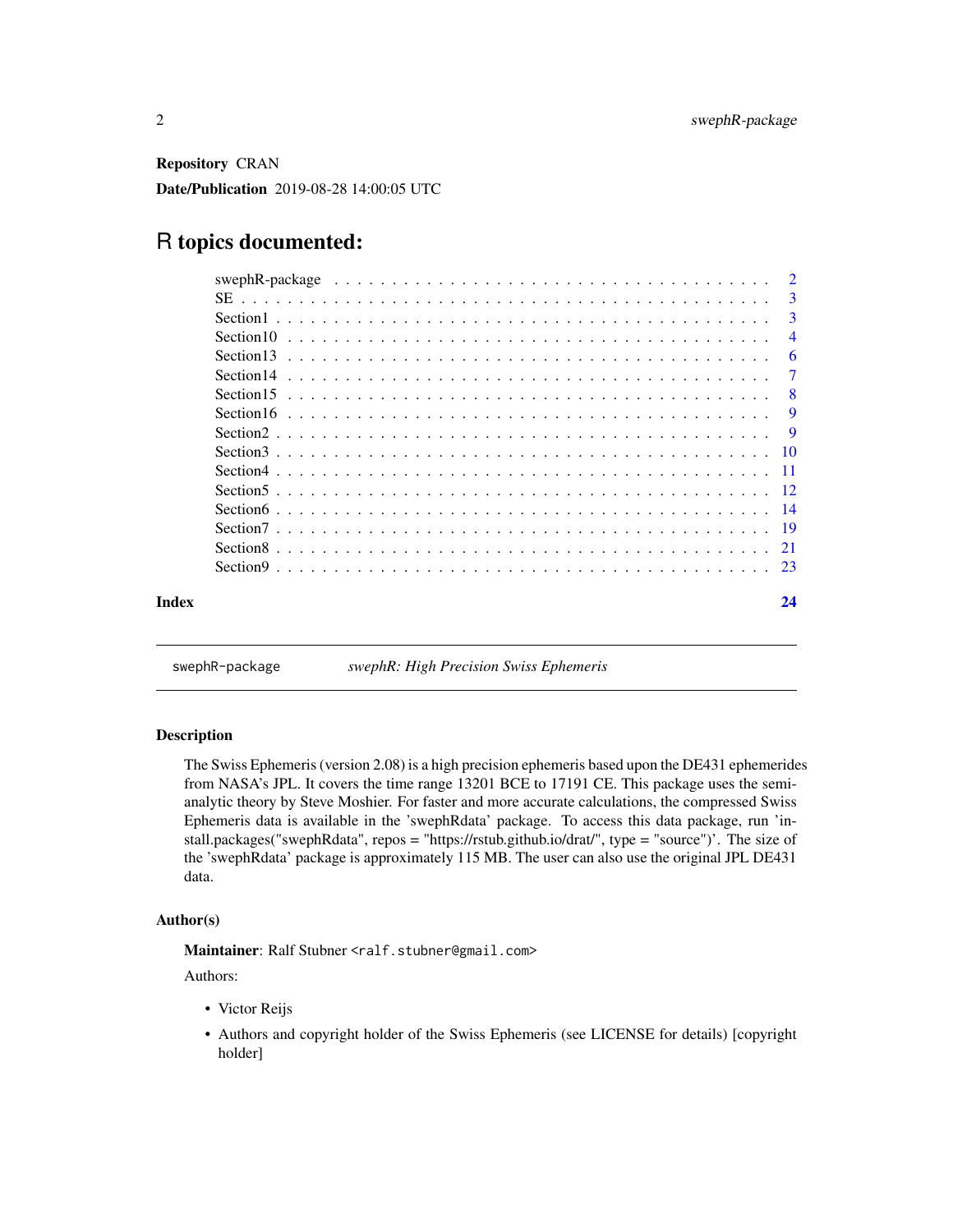**Repository** CRAN

**Date/Publication** 2019-08-28 14:00:05 UTC

# R topics documented:

| | |
|---|---|
| swephR-package | 2 |
| SE | 3 |
| Section1 | 3 |
| Section10 | 4 |
| Section13 | 6 |
| Section14 | 7 |
| Section15 | 8 |
| Section16 | 9 |
| Section2 | 9 |
| Section3 | 10 |
| Section4 | 11 |
| Section5 | 12 |
| Section6 | 14 |
| Section7 | 19 |
| Section8 | 21 |
| Section9 | 23 |
| **Index** | **24** |

---

swephR-package *swephR: High Precision Swiss Ephemeris*

---

## Description

The Swiss Ephemeris (version 2.08) is a high precision ephemeris based upon the DE431 ephemerides from NASA's JPL. It covers the time range 13201 BCE to 17191 CE. This package uses the semi-analytic theory by Steve Moshier. For faster and more accurate calculations, the compressed Swiss Ephemeris data is available in the 'swephRdata' package. To access this data package, run 'install.packages("swephRdata", repos = "https://rstub.github.io/drat/", type = "source")'. The size of the 'swephRdata' package is approximately 115 MB. The user can also use the original JPL DE431 data.

## Author(s)

**Maintainer**: Ralf Stubner <ralf.stubner@gmail.com>

Authors:

- Victor Reijs
- Authors and copyright holder of the Swiss Ephemeris (see LICENSE for details) [copyright holder]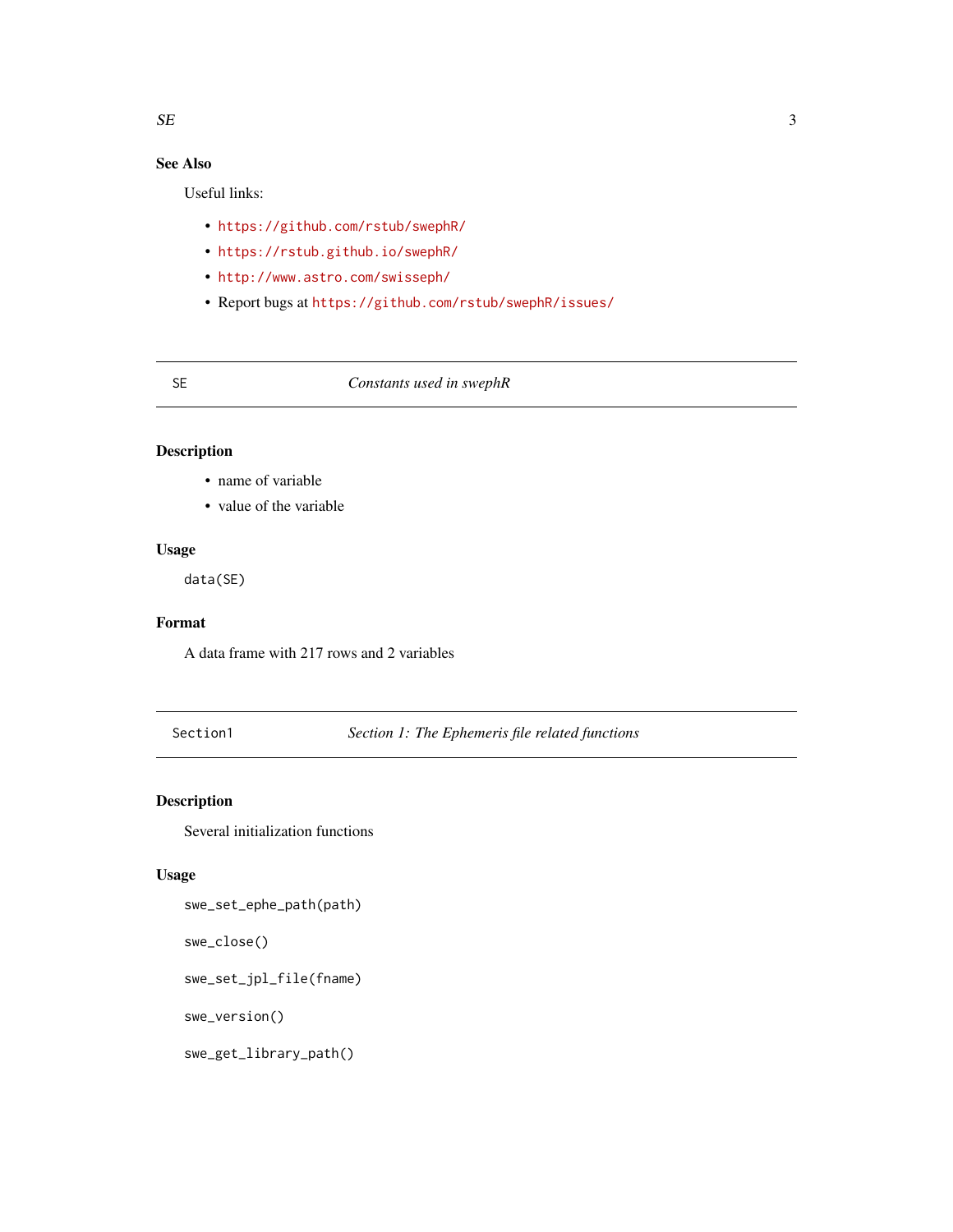## See Also

Useful links:

- https://github.com/rstub/swephR/
- https://rstub.github.io/swephR/
- http://www.astro.com/swisseph/
- Report bugs at https://github.com/rstub/swephR/issues/

---

## SE — *Constants used in swephR*

### Description

- name of variable
- value of the variable

### Usage

```
data(SE)
```

### Format

A data frame with 217 rows and 2 variables

---

## Section1 — *Section 1: The Ephemeris file related functions*

### Description

Several initialization functions

### Usage

```
swe_set_ephe_path(path)

swe_close()

swe_set_jpl_file(fname)

swe_version()

swe_get_library_path()
```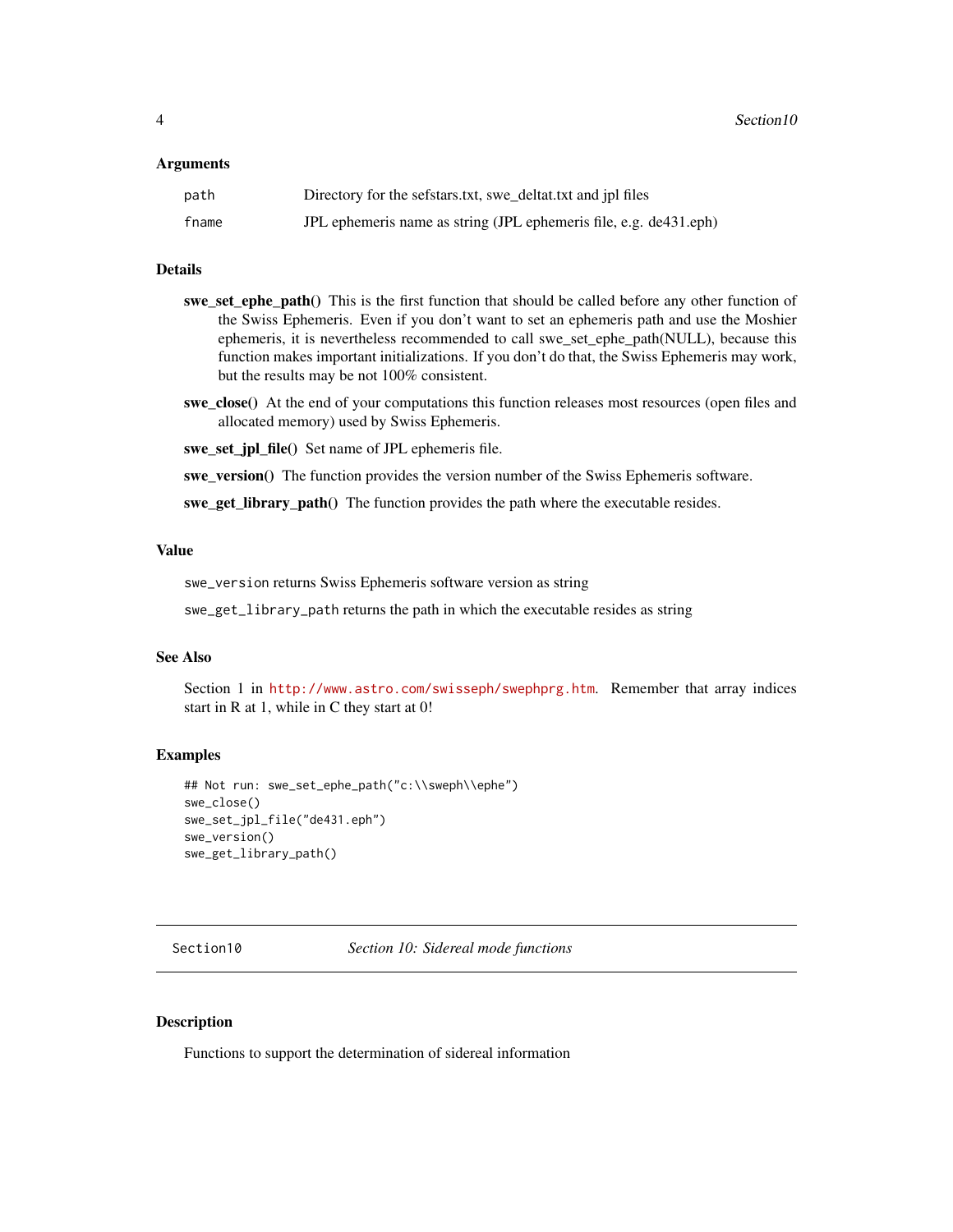### Arguments

| | |
|---|---|
| path | Directory for the sefstars.txt, swe_deltat.txt and jpl files |
| fname | JPL ephemeris name as string (JPL ephemeris file, e.g. de431.eph) |

### Details

**swe_set_ephe_path()** This is the first function that should be called before any other function of the Swiss Ephemeris. Even if you don't want to set an ephemeris path and use the Moshier ephemeris, it is nevertheless recommended to call swe_set_ephe_path(NULL), because this function makes important initializations. If you don't do that, the Swiss Ephemeris may work, but the results may be not 100% consistent.

**swe_close()** At the end of your computations this function releases most resources (open files and allocated memory) used by Swiss Ephemeris.

**swe_set_jpl_file()** Set name of JPL ephemeris file.

**swe_version()** The function provides the version number of the Swiss Ephemeris software.

**swe_get_library_path()** The function provides the path where the executable resides.

### Value

`swe_version` returns Swiss Ephemeris software version as string

`swe_get_library_path` returns the path in which the executable resides as string

### See Also

Section 1 in http://www.astro.com/swisseph/swephprg.htm. Remember that array indices start in R at 1, while in C they start at 0!

### Examples

```
## Not run: swe_set_ephe_path("c:\\sweph\\ephe")
swe_close()
swe_set_jpl_file("de431.eph")
swe_version()
swe_get_library_path()
```

---

## Section10 — *Section 10: Sidereal mode functions*

### Description

Functions to support the determination of sidereal information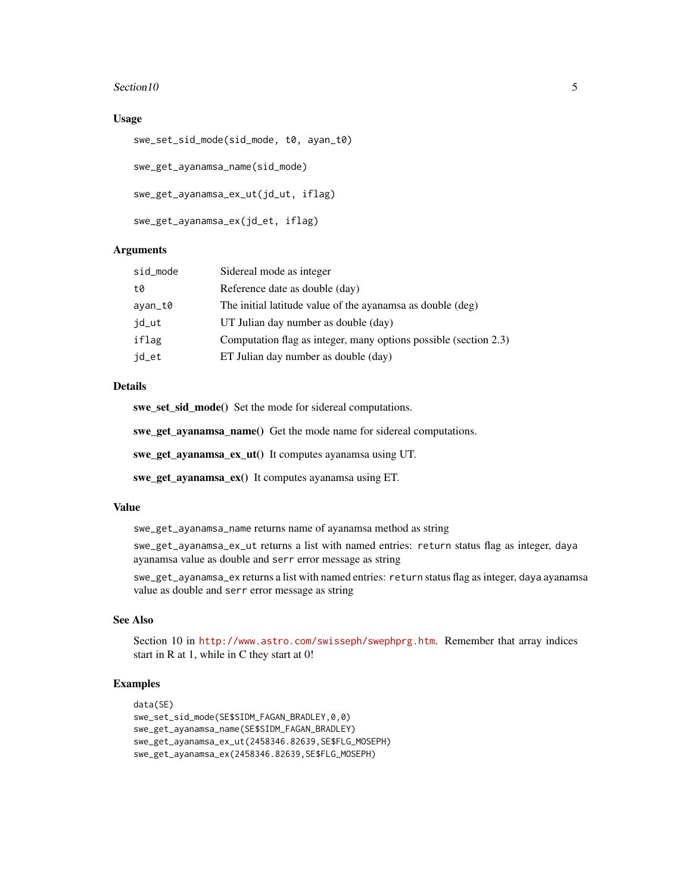### Usage

```
swe_set_sid_mode(sid_mode, t0, ayan_t0)

swe_get_ayanamsa_name(sid_mode)

swe_get_ayanamsa_ex_ut(jd_ut, iflag)

swe_get_ayanamsa_ex(jd_et, iflag)
```

### Arguments

| | |
|---|---|
| sid_mode | Sidereal mode as integer |
| t0 | Reference date as double (day) |
| ayan_t0 | The initial latitude value of the ayanamsa as double (deg) |
| jd_ut | UT Julian day number as double (day) |
| iflag | Computation flag as integer, many options possible (section 2.3) |
| jd_et | ET Julian day number as double (day) |

### Details

**swe_set_sid_mode()** Set the mode for sidereal computations.

**swe_get_ayanamsa_name()** Get the mode name for sidereal computations.

**swe_get_ayanamsa_ex_ut()** It computes ayanamsa using UT.

**swe_get_ayanamsa_ex()** It computes ayanamsa using ET.

### Value

`swe_get_ayanamsa_name` returns name of ayanamsa method as string

`swe_get_ayanamsa_ex_ut` returns a list with named entries: `return` status flag as integer, `daya` ayanamsa value as double and `serr` error message as string

`swe_get_ayanamsa_ex` returns a list with named entries: `return` status flag as integer, `daya` ayanamsa value as double and `serr` error message as string

### See Also

Section 10 in http://www.astro.com/swisseph/swephprg.htm. Remember that array indices start in R at 1, while in C they start at 0!

### Examples

```
data(SE)
swe_set_sid_mode(SE$SIDM_FAGAN_BRADLEY,0,0)
swe_get_ayanamsa_name(SE$SIDM_FAGAN_BRADLEY)
swe_get_ayanamsa_ex_ut(2458346.82639,SE$FLG_MOSEPH)
swe_get_ayanamsa_ex(2458346.82639,SE$FLG_MOSEPH)
```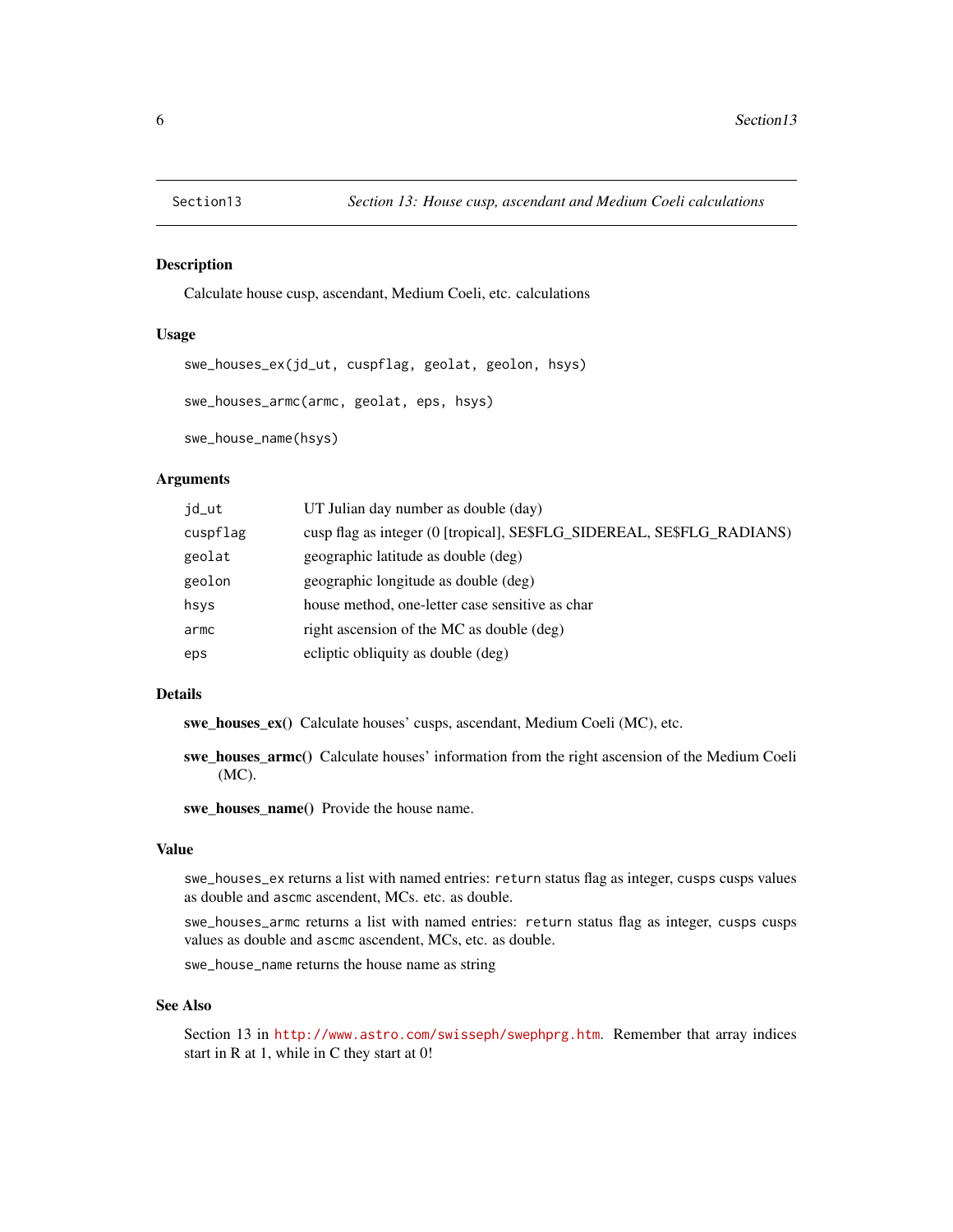## Section13 — *Section 13: House cusp, ascendant and Medium Coeli calculations*

### Description

Calculate house cusp, ascendant, Medium Coeli, etc. calculations

### Usage

```
swe_houses_ex(jd_ut, cuspflag, geolat, geolon, hsys)

swe_houses_armc(armc, geolat, eps, hsys)

swe_house_name(hsys)
```

### Arguments

| | |
|---|---|
| `jd_ut` | UT Julian day number as double (day) |
| `cuspflag` | cusp flag as integer (0 [tropical], SE$FLG_SIDEREAL, SE$FLG_RADIANS) |
| `geolat` | geographic latitude as double (deg) |
| `geolon` | geographic longitude as double (deg) |
| `hsys` | house method, one-letter case sensitive as char |
| `armc` | right ascension of the MC as double (deg) |
| `eps` | ecliptic obliquity as double (deg) |

### Details

**swe_houses_ex()** Calculate houses' cusps, ascendant, Medium Coeli (MC), etc.

**swe_houses_armc()** Calculate houses' information from the right ascension of the Medium Coeli (MC).

**swe_houses_name()** Provide the house name.

### Value

`swe_houses_ex` returns a list with named entries: `return` status flag as integer, `cusps` cusps values as double and `ascmc` ascendent, MCs. etc. as double.

`swe_houses_armc` returns a list with named entries: `return` status flag as integer, `cusps` cusps values as double and `ascmc` ascendent, MCs, etc. as double.

`swe_house_name` returns the house name as string

### See Also

Section 13 in http://www.astro.com/swisseph/swephprg.htm. Remember that array indices start in R at 1, while in C they start at 0!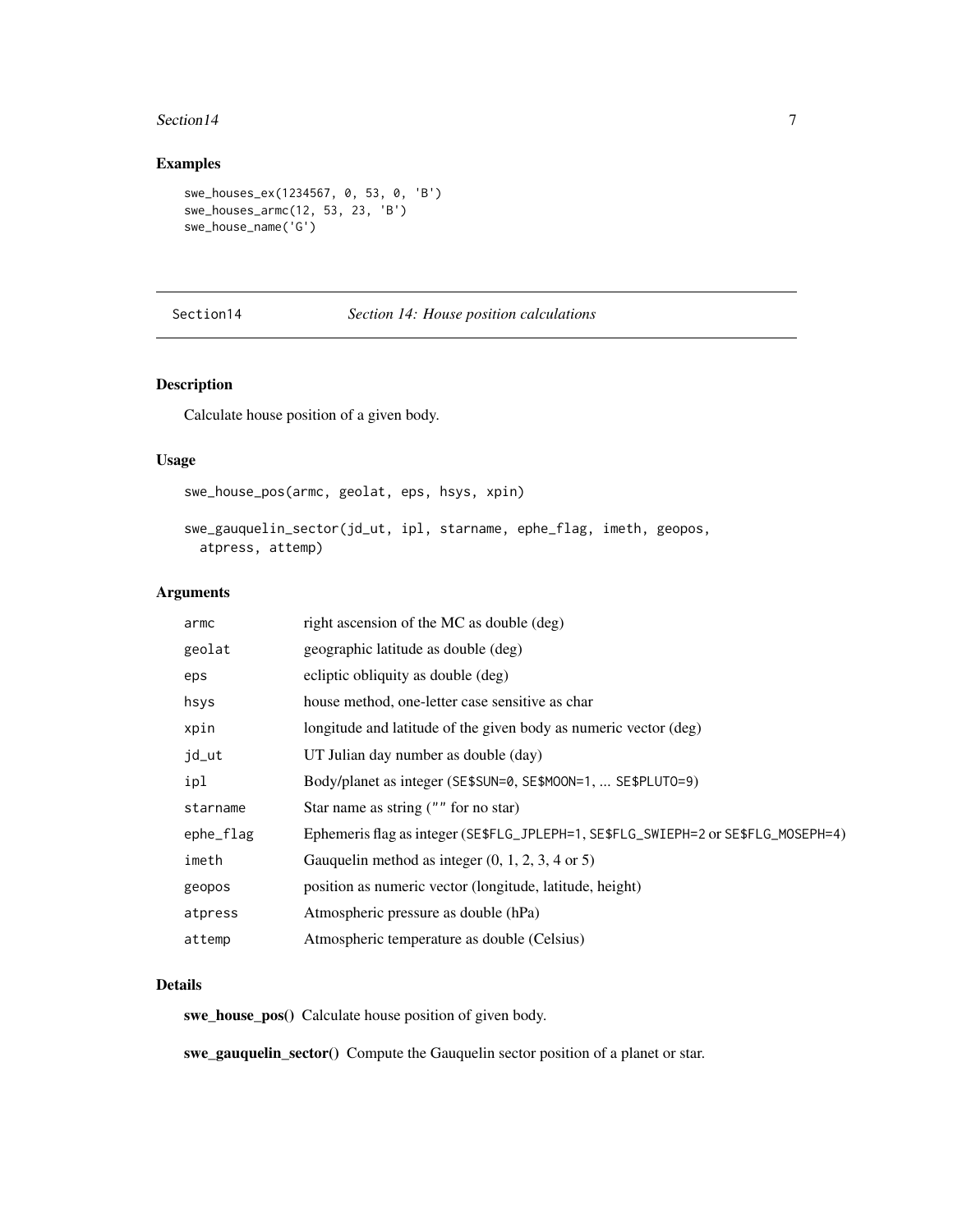## Examples

```
swe_houses_ex(1234567, 0, 53, 0, 'B')
swe_houses_armc(12, 53, 23, 'B')
swe_house_name('G')
```

---

Section14 *Section 14: House position calculations*

---

### Description

Calculate house position of a given body.

### Usage

```
swe_house_pos(armc, geolat, eps, hsys, xpin)

swe_gauquelin_sector(jd_ut, ipl, starname, ephe_flag, imeth, geopos,
  atpress, attemp)
```

### Arguments

| | |
|---|---|
| `armc` | right ascension of the MC as double (deg) |
| `geolat` | geographic latitude as double (deg) |
| `eps` | ecliptic obliquity as double (deg) |
| `hsys` | house method, one-letter case sensitive as char |
| `xpin` | longitude and latitude of the given body as numeric vector (deg) |
| `jd_ut` | UT Julian day number as double (day) |
| `ipl` | Body/planet as integer (`SE$SUN=0`, `SE$MOON=1`, ... `SE$PLUTO=9`) |
| `starname` | Star name as string (`""` for no star) |
| `ephe_flag` | Ephemeris flag as integer (`SE$FLG_JPLEPH=1`, `SE$FLG_SWIEPH=2` or `SE$FLG_MOSEPH=4`) |
| `imeth` | Gauquelin method as integer (0, 1, 2, 3, 4 or 5) |
| `geopos` | position as numeric vector (longitude, latitude, height) |
| `atpress` | Atmospheric pressure as double (hPa) |
| `attemp` | Atmospheric temperature as double (Celsius) |

### Details

**swe_house_pos()** Calculate house position of given body.

**swe_gauquelin_sector()** Compute the Gauquelin sector position of a planet or star.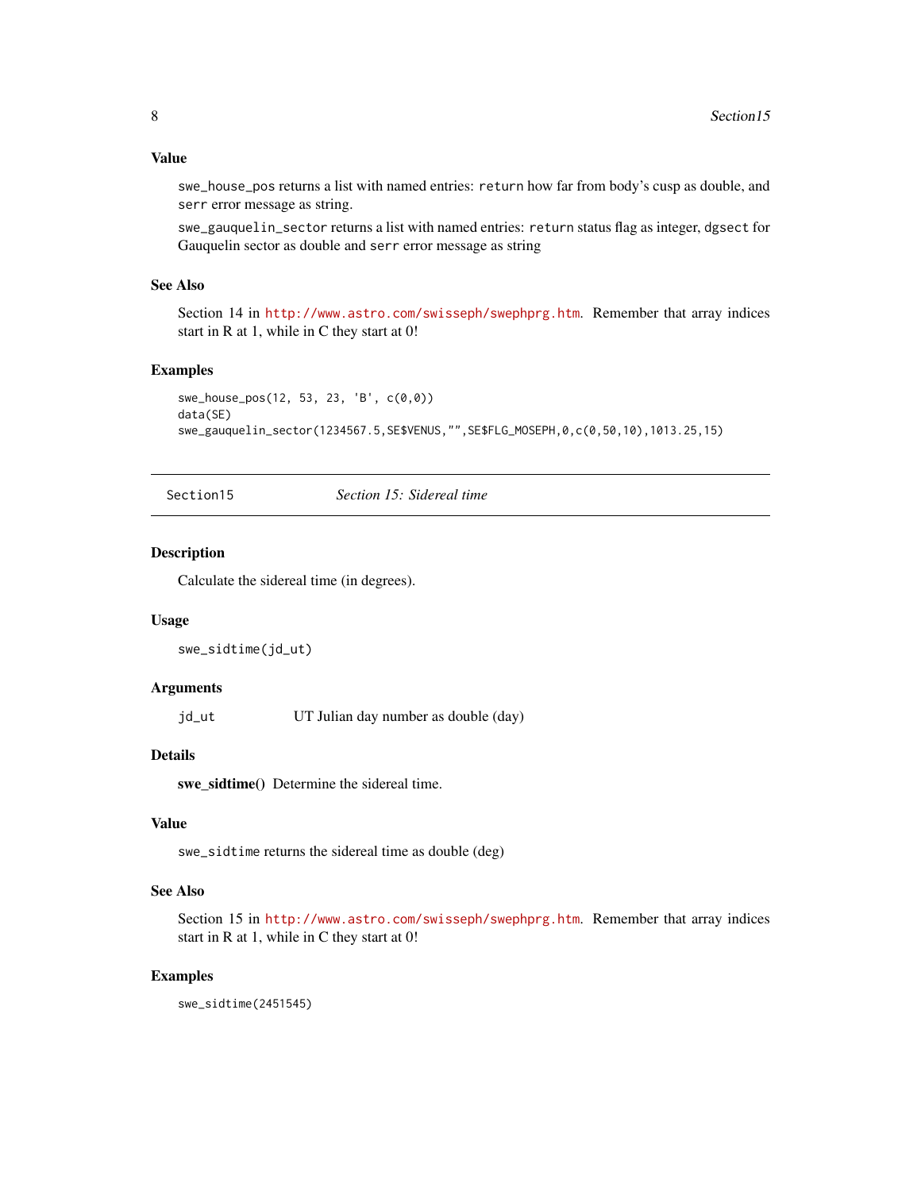### Value

swe_house_pos returns a list with named entries: return how far from body's cusp as double, and serr error message as string.

swe_gauquelin_sector returns a list with named entries: return status flag as integer, dgsect for Gauquelin sector as double and serr error message as string

### See Also

Section 14 in http://www.astro.com/swisseph/swephprg.htm. Remember that array indices start in R at 1, while in C they start at 0!

### Examples

```
swe_house_pos(12, 53, 23, 'B', c(0,0))
data(SE)
swe_gauquelin_sector(1234567.5,SE$VENUS,"",SE$FLG_MOSEPH,0,c(0,50,10),1013.25,15)
```

---

## Section15 — *Section 15: Sidereal time*

### Description

Calculate the sidereal time (in degrees).

### Usage

```
swe_sidtime(jd_ut)
```

### Arguments

| | |
|---|---|
| jd_ut | UT Julian day number as double (day) |

### Details

**swe_sidtime()** Determine the sidereal time.

### Value

swe_sidtime returns the sidereal time as double (deg)

### See Also

Section 15 in http://www.astro.com/swisseph/swephprg.htm. Remember that array indices start in R at 1, while in C they start at 0!

### Examples

```
swe_sidtime(2451545)
```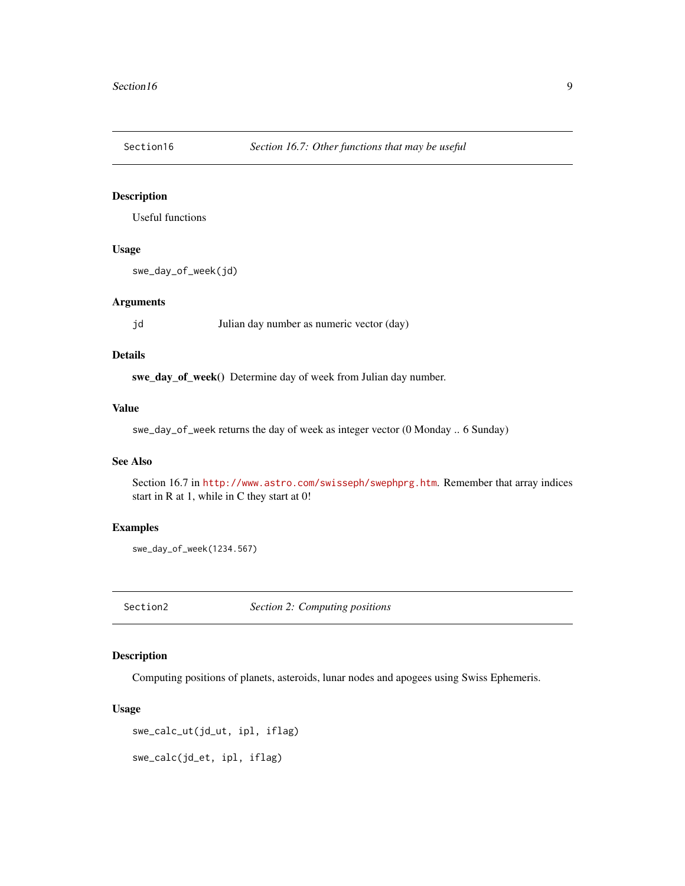## Section16 — *Section 16.7: Other functions that may be useful*

### Description

Useful functions

### Usage

```
swe_day_of_week(jd)
```

### Arguments

| | |
|---|---|
| `jd` | Julian day number as numeric vector (day) |

### Details

**swe_day_of_week()** Determine day of week from Julian day number.

### Value

`swe_day_of_week` returns the day of week as integer vector (0 Monday .. 6 Sunday)

### See Also

Section 16.7 in http://www.astro.com/swisseph/swephprg.htm. Remember that array indices start in R at 1, while in C they start at 0!

### Examples

```
swe_day_of_week(1234.567)
```

## Section2 — *Section 2: Computing positions*

### Description

Computing positions of planets, asteroids, lunar nodes and apogees using Swiss Ephemeris.

### Usage

```
swe_calc_ut(jd_ut, ipl, iflag)

swe_calc(jd_et, ipl, iflag)
```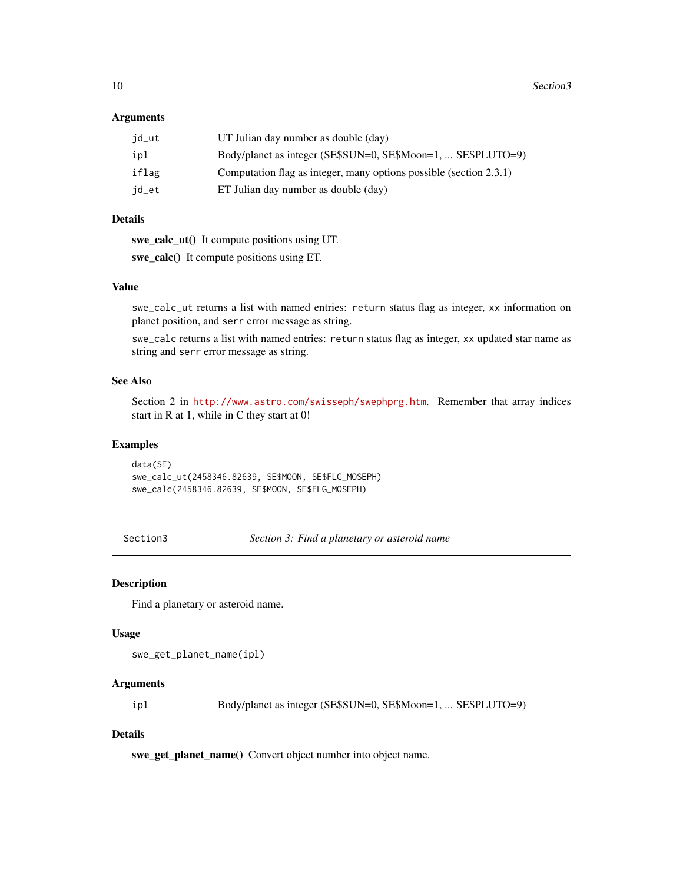### Arguments

| | |
|---|---|
| `jd_ut` | UT Julian day number as double (day) |
| `ipl` | Body/planet as integer (SE$SUN=0, SE$Moon=1, ... SE$PLUTO=9) |
| `iflag` | Computation flag as integer, many options possible (section 2.3.1) |
| `jd_et` | ET Julian day number as double (day) |

### Details

**swe_calc_ut()** It compute positions using UT.

**swe_calc()** It compute positions using ET.

### Value

`swe_calc_ut` returns a list with named entries: `return` status flag as integer, `xx` information on planet position, and `serr` error message as string.

`swe_calc` returns a list with named entries: `return` status flag as integer, `xx` updated star name as string and `serr` error message as string.

### See Also

Section 2 in http://www.astro.com/swisseph/swephprg.htm. Remember that array indices start in R at 1, while in C they start at 0!

### Examples

```
data(SE)
swe_calc_ut(2458346.82639, SE$MOON, SE$FLG_MOSEPH)
swe_calc(2458346.82639, SE$MOON, SE$FLG_MOSEPH)
```

---

## Section3 — *Section 3: Find a planetary or asteroid name*

---

### Description

Find a planetary or asteroid name.

### Usage

```
swe_get_planet_name(ipl)
```

### Arguments

| | |
|---|---|
| `ipl` | Body/planet as integer (SE$SUN=0, SE$Moon=1, ... SE$PLUTO=9) |

### Details

**swe_get_planet_name()** Convert object number into object name.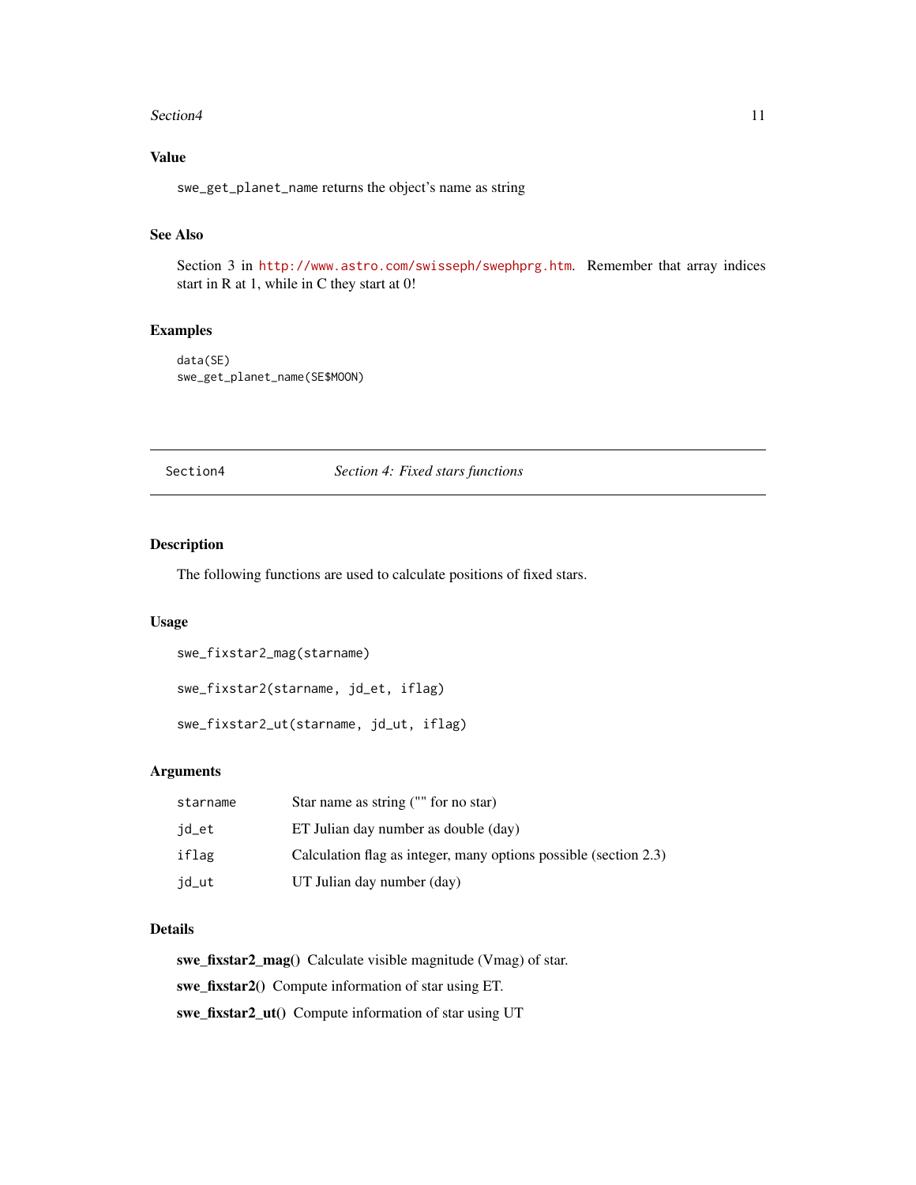### Value

swe_get_planet_name returns the object's name as string

### See Also

Section 3 in http://www.astro.com/swisseph/swephprg.htm. Remember that array indices start in R at 1, while in C they start at 0!

### Examples

```
data(SE)
swe_get_planet_name(SE$MOON)
```

---

## Section4 — *Section 4: Fixed stars functions*

### Description

The following functions are used to calculate positions of fixed stars.

### Usage

```
swe_fixstar2_mag(starname)

swe_fixstar2(starname, jd_et, iflag)

swe_fixstar2_ut(starname, jd_ut, iflag)
```

### Arguments

| | |
|---|---|
| starname | Star name as string ("" for no star) |
| jd_et | ET Julian day number as double (day) |
| iflag | Calculation flag as integer, many options possible (section 2.3) |
| jd_ut | UT Julian day number (day) |

### Details

**swe_fixstar2_mag()** Calculate visible magnitude (Vmag) of star.

**swe_fixstar2()** Compute information of star using ET.

**swe_fixstar2_ut()** Compute information of star using UT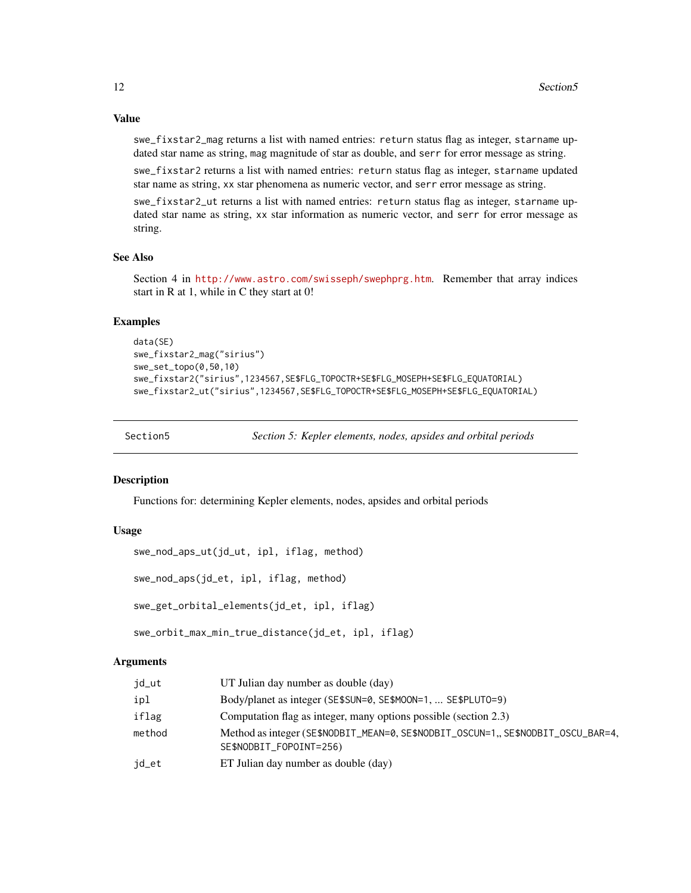### Value

swe_fixstar2_mag returns a list with named entries: return status flag as integer, starname updated star name as string, mag magnitude of star as double, and serr for error message as string.

swe_fixstar2 returns a list with named entries: return status flag as integer, starname updated star name as string, xx star phenomena as numeric vector, and serr error message as string.

swe_fixstar2_ut returns a list with named entries: return status flag as integer, starname updated star name as string, xx star information as numeric vector, and serr for error message as string.

### See Also

Section 4 in http://www.astro.com/swisseph/swephprg.htm. Remember that array indices start in R at 1, while in C they start at 0!

### Examples

```
data(SE)
swe_fixstar2_mag("sirius")
swe_set_topo(0,50,10)
swe_fixstar2("sirius",1234567,SE$FLG_TOPOCTR+SE$FLG_MOSEPH+SE$FLG_EQUATORIAL)
swe_fixstar2_ut("sirius",1234567,SE$FLG_TOPOCTR+SE$FLG_MOSEPH+SE$FLG_EQUATORIAL)
```

---

## Section5 — *Section 5: Kepler elements, nodes, apsides and orbital periods*

### Description

Functions for: determining Kepler elements, nodes, apsides and orbital periods

### Usage

```
swe_nod_aps_ut(jd_ut, ipl, iflag, method)

swe_nod_aps(jd_et, ipl, iflag, method)

swe_get_orbital_elements(jd_et, ipl, iflag)

swe_orbit_max_min_true_distance(jd_et, ipl, iflag)
```

### Arguments

| | |
|---|---|
| jd_ut | UT Julian day number as double (day) |
| ipl | Body/planet as integer (SE$SUN=0, SE$MOON=1, ... SE$PLUTO=9) |
| iflag | Computation flag as integer, many options possible (section 2.3) |
| method | Method as integer (SE$NODBIT_MEAN=0, SE$NODBIT_OSCUN=1,, SE$NODBIT_OSCU_BAR=4, SE$NODBIT_FOPOINT=256) |
| jd_et | ET Julian day number as double (day) |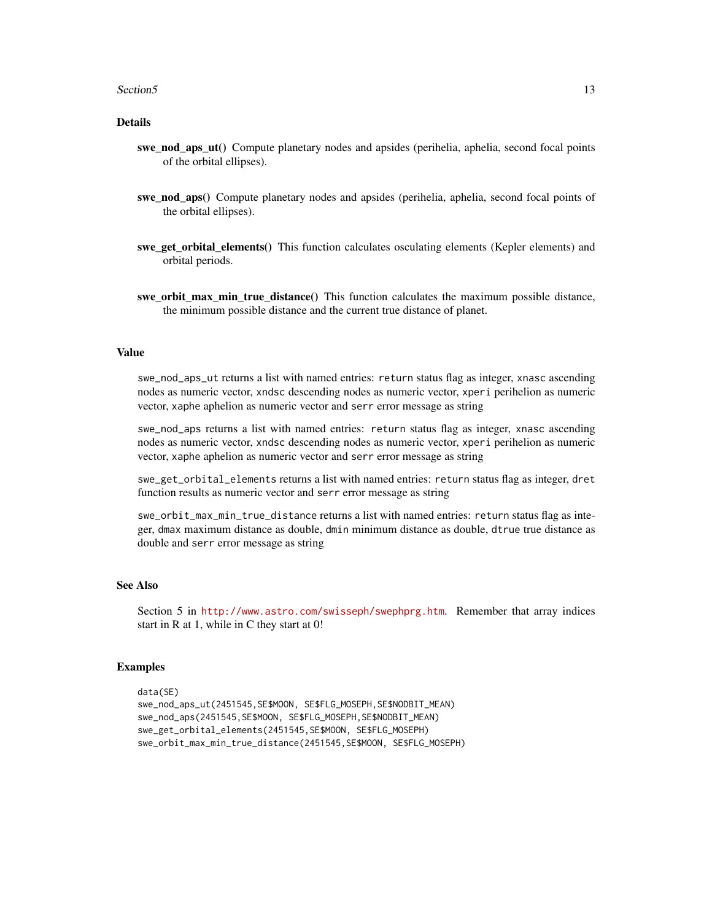## Details

**swe_nod_aps_ut()** Compute planetary nodes and apsides (perihelia, aphelia, second focal points of the orbital ellipses).

**swe_nod_aps()** Compute planetary nodes and apsides (perihelia, aphelia, second focal points of the orbital ellipses).

**swe_get_orbital_elements()** This function calculates osculating elements (Kepler elements) and orbital periods.

**swe_orbit_max_min_true_distance()** This function calculates the maximum possible distance, the minimum possible distance and the current true distance of planet.

## Value

`swe_nod_aps_ut` returns a list with named entries: `return` status flag as integer, `xnasc` ascending nodes as numeric vector, `xndsc` descending nodes as numeric vector, `xperi` perihelion as numeric vector, `xaphe` aphelion as numeric vector and `serr` error message as string

`swe_nod_aps` returns a list with named entries: `return` status flag as integer, `xnasc` ascending nodes as numeric vector, `xndsc` descending nodes as numeric vector, `xperi` perihelion as numeric vector, `xaphe` aphelion as numeric vector and `serr` error message as string

`swe_get_orbital_elements` returns a list with named entries: `return` status flag as integer, `dret` function results as numeric vector and `serr` error message as string

`swe_orbit_max_min_true_distance` returns a list with named entries: `return` status flag as integer, `dmax` maximum distance as double, `dmin` minimum distance as double, `dtrue` true distance as double and `serr` error message as string

## See Also

Section 5 in http://www.astro.com/swisseph/swephprg.htm. Remember that array indices start in R at 1, while in C they start at 0!

## Examples

```
data(SE)
swe_nod_aps_ut(2451545,SE$MOON, SE$FLG_MOSEPH,SE$NODBIT_MEAN)
swe_nod_aps(2451545,SE$MOON, SE$FLG_MOSEPH,SE$NODBIT_MEAN)
swe_get_orbital_elements(2451545,SE$MOON, SE$FLG_MOSEPH)
swe_orbit_max_min_true_distance(2451545,SE$MOON, SE$FLG_MOSEPH)
```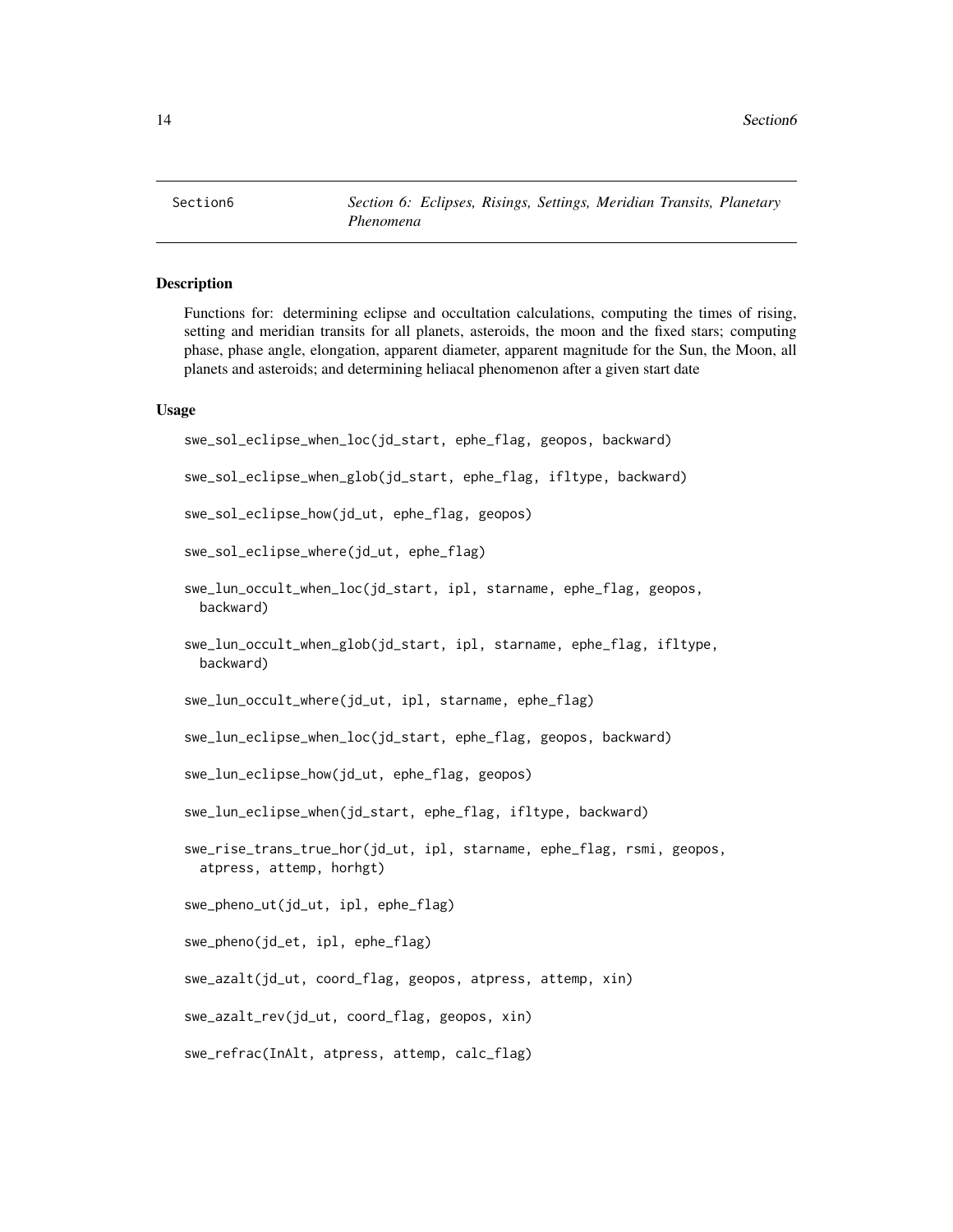Section6 — *Section 6: Eclipses, Risings, Settings, Meridian Transits, Planetary Phenomena*

### Description

Functions for: determining eclipse and occultation calculations, computing the times of rising, setting and meridian transits for all planets, asteroids, the moon and the fixed stars; computing phase, phase angle, elongation, apparent diameter, apparent magnitude for the Sun, the Moon, all planets and asteroids; and determining heliacal phenomenon after a given start date

### Usage

```
swe_sol_eclipse_when_loc(jd_start, ephe_flag, geopos, backward)

swe_sol_eclipse_when_glob(jd_start, ephe_flag, ifltype, backward)

swe_sol_eclipse_how(jd_ut, ephe_flag, geopos)

swe_sol_eclipse_where(jd_ut, ephe_flag)

swe_lun_occult_when_loc(jd_start, ipl, starname, ephe_flag, geopos,
  backward)

swe_lun_occult_when_glob(jd_start, ipl, starname, ephe_flag, ifltype,
  backward)

swe_lun_occult_where(jd_ut, ipl, starname, ephe_flag)

swe_lun_eclipse_when_loc(jd_start, ephe_flag, geopos, backward)

swe_lun_eclipse_how(jd_ut, ephe_flag, geopos)

swe_lun_eclipse_when(jd_start, ephe_flag, ifltype, backward)

swe_rise_trans_true_hor(jd_ut, ipl, starname, ephe_flag, rsmi, geopos,
  atpress, attemp, horhgt)

swe_pheno_ut(jd_ut, ipl, ephe_flag)

swe_pheno(jd_et, ipl, ephe_flag)

swe_azalt(jd_ut, coord_flag, geopos, atpress, attemp, xin)

swe_azalt_rev(jd_ut, coord_flag, geopos, xin)

swe_refrac(InAlt, atpress, attemp, calc_flag)
```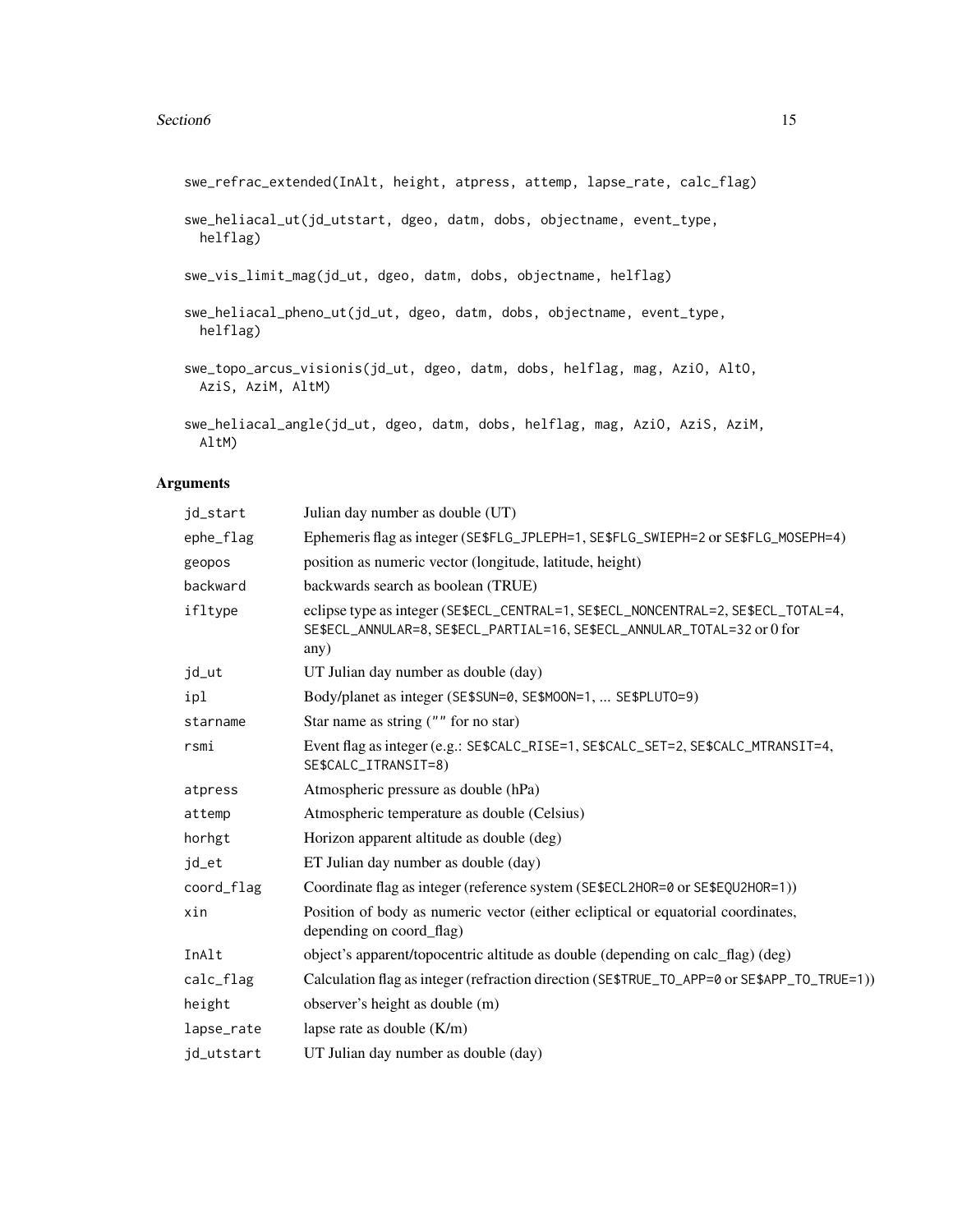```
swe_refrac_extended(InAlt, height, atpress, attemp, lapse_rate, calc_flag)

swe_heliacal_ut(jd_utstart, dgeo, datm, dobs, objectname, event_type,
  helflag)

swe_vis_limit_mag(jd_ut, dgeo, datm, dobs, objectname, helflag)

swe_heliacal_pheno_ut(jd_ut, dgeo, datm, dobs, objectname, event_type,
  helflag)

swe_topo_arcus_visionis(jd_ut, dgeo, datm, dobs, helflag, mag, AziO, AltO,
  AziS, AziM, AltM)

swe_heliacal_angle(jd_ut, dgeo, datm, dobs, helflag, mag, AziO, AziS, AziM,
  AltM)
```

## Arguments

| | |
|---|---|
| jd_start | Julian day number as double (UT) |
| ephe_flag | Ephemeris flag as integer (SE$FLG_JPLEPH=1, SE$FLG_SWIEPH=2 or SE$FLG_MOSEPH=4) |
| geopos | position as numeric vector (longitude, latitude, height) |
| backward | backwards search as boolean (TRUE) |
| ifltype | eclipse type as integer (SE$ECL_CENTRAL=1, SE$ECL_NONCENTRAL=2, SE$ECL_TOTAL=4, SE$ECL_ANNULAR=8, SE$ECL_PARTIAL=16, SE$ECL_ANNULAR_TOTAL=32 or 0 for any) |
| jd_ut | UT Julian day number as double (day) |
| ipl | Body/planet as integer (SE$SUN=0, SE$MOON=1, ... SE$PLUTO=9) |
| starname | Star name as string ("" for no star) |
| rsmi | Event flag as integer (e.g.: SE$CALC_RISE=1, SE$CALC_SET=2, SE$CALC_MTRANSIT=4, SE$CALC_ITRANSIT=8) |
| atpress | Atmospheric pressure as double (hPa) |
| attemp | Atmospheric temperature as double (Celsius) |
| horhgt | Horizon apparent altitude as double (deg) |
| jd_et | ET Julian day number as double (day) |
| coord_flag | Coordinate flag as integer (reference system (SE$ECL2HOR=0 or SE$EQU2HOR=1)) |
| xin | Position of body as numeric vector (either ecliptical or equatorial coordinates, depending on coord_flag) |
| InAlt | object's apparent/topocentric altitude as double (depending on calc_flag) (deg) |
| calc_flag | Calculation flag as integer (refraction direction (SE$TRUE_TO_APP=0 or SE$APP_TO_TRUE=1)) |
| height | observer's height as double (m) |
| lapse_rate | lapse rate as double (K/m) |
| jd_utstart | UT Julian day number as double (day) |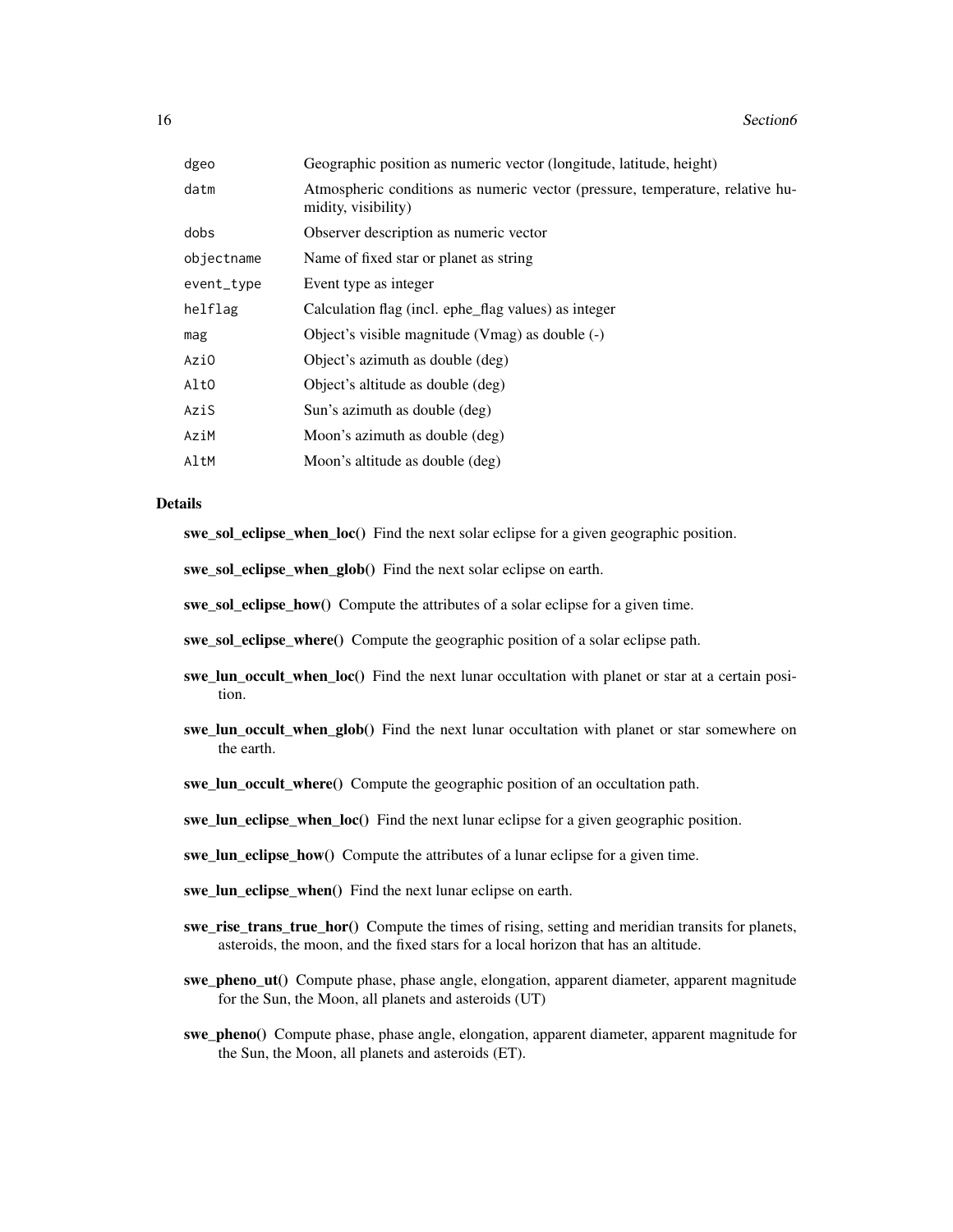| | |
|---|---|
| dgeo | Geographic position as numeric vector (longitude, latitude, height) |
| datm | Atmospheric conditions as numeric vector (pressure, temperature, relative humidity, visibility) |
| dobs | Observer description as numeric vector |
| objectname | Name of fixed star or planet as string |
| event_type | Event type as integer |
| helflag | Calculation flag (incl. ephe_flag values) as integer |
| mag | Object's visible magnitude (Vmag) as double (-) |
| AziO | Object's azimuth as double (deg) |
| AltO | Object's altitude as double (deg) |
| AziS | Sun's azimuth as double (deg) |
| AziM | Moon's azimuth as double (deg) |
| AltM | Moon's altitude as double (deg) |

### Details

**swe_sol_eclipse_when_loc()** Find the next solar eclipse for a given geographic position.

**swe_sol_eclipse_when_glob()** Find the next solar eclipse on earth.

**swe_sol_eclipse_how()** Compute the attributes of a solar eclipse for a given time.

**swe_sol_eclipse_where()** Compute the geographic position of a solar eclipse path.

**swe_lun_occult_when_loc()** Find the next lunar occultation with planet or star at a certain position.

**swe_lun_occult_when_glob()** Find the next lunar occultation with planet or star somewhere on the earth.

**swe_lun_occult_where()** Compute the geographic position of an occultation path.

**swe_lun_eclipse_when_loc()** Find the next lunar eclipse for a given geographic position.

**swe_lun_eclipse_how()** Compute the attributes of a lunar eclipse for a given time.

**swe_lun_eclipse_when()** Find the next lunar eclipse on earth.

**swe_rise_trans_true_hor()** Compute the times of rising, setting and meridian transits for planets, asteroids, the moon, and the fixed stars for a local horizon that has an altitude.

**swe_pheno_ut()** Compute phase, phase angle, elongation, apparent diameter, apparent magnitude for the Sun, the Moon, all planets and asteroids (UT)

**swe_pheno()** Compute phase, phase angle, elongation, apparent diameter, apparent magnitude for the Sun, the Moon, all planets and asteroids (ET).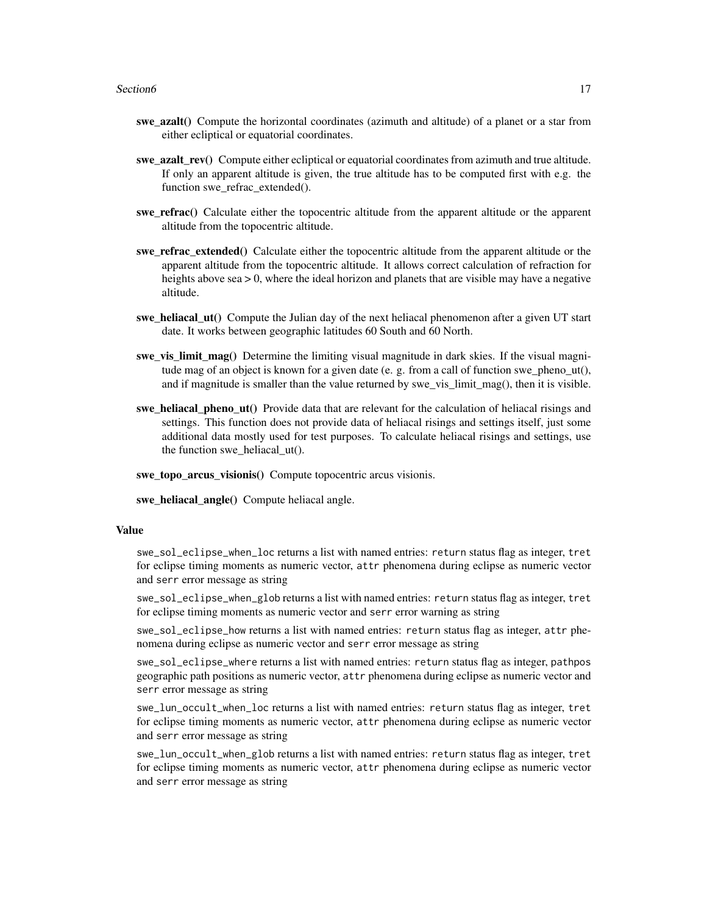**swe_azalt()** Compute the horizontal coordinates (azimuth and altitude) of a planet or a star from either ecliptical or equatorial coordinates.

**swe_azalt_rev()** Compute either ecliptical or equatorial coordinates from azimuth and true altitude. If only an apparent altitude is given, the true altitude has to be computed first with e.g. the function swe_refrac_extended().

**swe_refrac()** Calculate either the topocentric altitude from the apparent altitude or the apparent altitude from the topocentric altitude.

**swe_refrac_extended()** Calculate either the topocentric altitude from the apparent altitude or the apparent altitude from the topocentric altitude. It allows correct calculation of refraction for heights above sea > 0, where the ideal horizon and planets that are visible may have a negative altitude.

**swe_heliacal_ut()** Compute the Julian day of the next heliacal phenomenon after a given UT start date. It works between geographic latitudes 60 South and 60 North.

**swe_vis_limit_mag()** Determine the limiting visual magnitude in dark skies. If the visual magnitude mag of an object is known for a given date (e. g. from a call of function swe_pheno_ut(), and if magnitude is smaller than the value returned by swe_vis_limit_mag(), then it is visible.

**swe_heliacal_pheno_ut()** Provide data that are relevant for the calculation of heliacal risings and settings. This function does not provide data of heliacal risings and settings itself, just some additional data mostly used for test purposes. To calculate heliacal risings and settings, use the function swe_heliacal_ut().

**swe_topo_arcus_visionis()** Compute topocentric arcus visionis.

**swe_heliacal_angle()** Compute heliacal angle.

### Value

`swe_sol_eclipse_when_loc` returns a list with named entries: `return` status flag as integer, `tret` for eclipse timing moments as numeric vector, `attr` phenomena during eclipse as numeric vector and `serr` error message as string

`swe_sol_eclipse_when_glob` returns a list with named entries: `return` status flag as integer, `tret` for eclipse timing moments as numeric vector and `serr` error warning as string

`swe_sol_eclipse_how` returns a list with named entries: `return` status flag as integer, `attr` phenomena during eclipse as numeric vector and `serr` error message as string

`swe_sol_eclipse_where` returns a list with named entries: `return` status flag as integer, `pathpos` geographic path positions as numeric vector, `attr` phenomena during eclipse as numeric vector and `serr` error message as string

`swe_lun_occult_when_loc` returns a list with named entries: `return` status flag as integer, `tret` for eclipse timing moments as numeric vector, `attr` phenomena during eclipse as numeric vector and `serr` error message as string

`swe_lun_occult_when_glob` returns a list with named entries: `return` status flag as integer, `tret` for eclipse timing moments as numeric vector, `attr` phenomena during eclipse as numeric vector and `serr` error message as string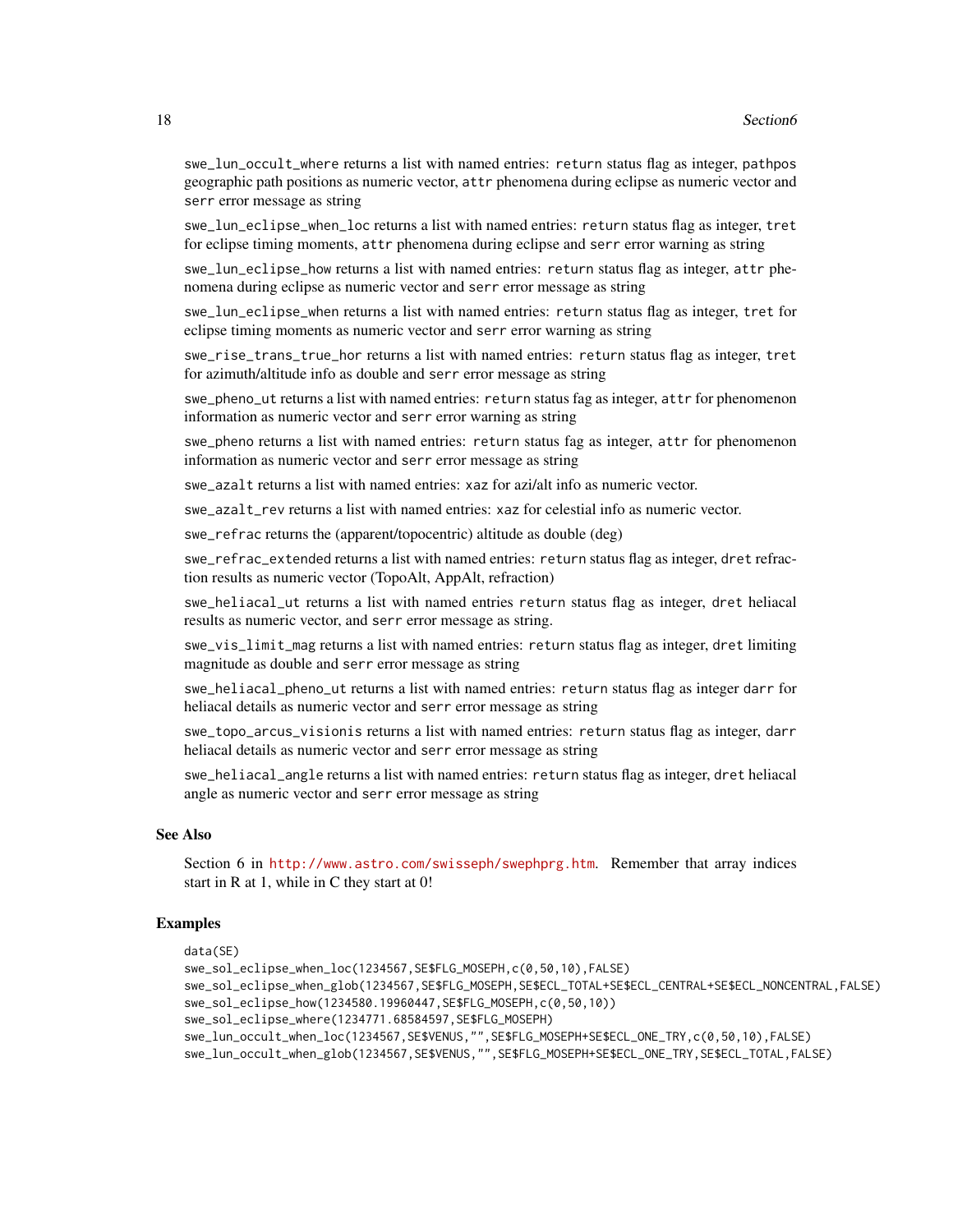swe_lun_occult_where returns a list with named entries: return status flag as integer, pathpos geographic path positions as numeric vector, attr phenomena during eclipse as numeric vector and serr error message as string

swe_lun_eclipse_when_loc returns a list with named entries: return status flag as integer, tret for eclipse timing moments, attr phenomena during eclipse and serr error warning as string

swe_lun_eclipse_how returns a list with named entries: return status flag as integer, attr phenomena during eclipse as numeric vector and serr error message as string

swe_lun_eclipse_when returns a list with named entries: return status flag as integer, tret for eclipse timing moments as numeric vector and serr error warning as string

swe_rise_trans_true_hor returns a list with named entries: return status flag as integer, tret for azimuth/altitude info as double and serr error message as string

swe_pheno_ut returns a list with named entries: return status fag as integer, attr for phenomenon information as numeric vector and serr error warning as string

swe_pheno returns a list with named entries: return status fag as integer, attr for phenomenon information as numeric vector and serr error message as string

swe_azalt returns a list with named entries: xaz for azi/alt info as numeric vector.

swe_azalt_rev returns a list with named entries: xaz for celestial info as numeric vector.

swe_refrac returns the (apparent/topocentric) altitude as double (deg)

swe_refrac_extended returns a list with named entries: return status flag as integer, dret refraction results as numeric vector (TopoAlt, AppAlt, refraction)

swe_heliacal_ut returns a list with named entries return status flag as integer, dret heliacal results as numeric vector, and serr error message as string.

swe_vis_limit_mag returns a list with named entries: return status flag as integer, dret limiting magnitude as double and serr error message as string

swe_heliacal_pheno_ut returns a list with named entries: return status flag as integer darr for heliacal details as numeric vector and serr error message as string

swe_topo_arcus_visionis returns a list with named entries: return status flag as integer, darr heliacal details as numeric vector and serr error message as string

swe_heliacal_angle returns a list with named entries: return status flag as integer, dret heliacal angle as numeric vector and serr error message as string

### See Also

Section 6 in http://www.astro.com/swisseph/swephprg.htm. Remember that array indices start in R at 1, while in C they start at 0!

### Examples

```
data(SE)
swe_sol_eclipse_when_loc(1234567,SE$FLG_MOSEPH,c(0,50,10),FALSE)
swe_sol_eclipse_when_glob(1234567,SE$FLG_MOSEPH,SE$ECL_TOTAL+SE$ECL_CENTRAL+SE$ECL_NONCENTRAL,FALSE)
swe_sol_eclipse_how(1234580.19960447,SE$FLG_MOSEPH,c(0,50,10))
swe_sol_eclipse_where(1234771.68584597,SE$FLG_MOSEPH)
swe_lun_occult_when_loc(1234567,SE$VENUS,"",SE$FLG_MOSEPH+SE$ECL_ONE_TRY,c(0,50,10),FALSE)
swe_lun_occult_when_glob(1234567,SE$VENUS,"",SE$FLG_MOSEPH+SE$ECL_ONE_TRY,SE$ECL_TOTAL,FALSE)
```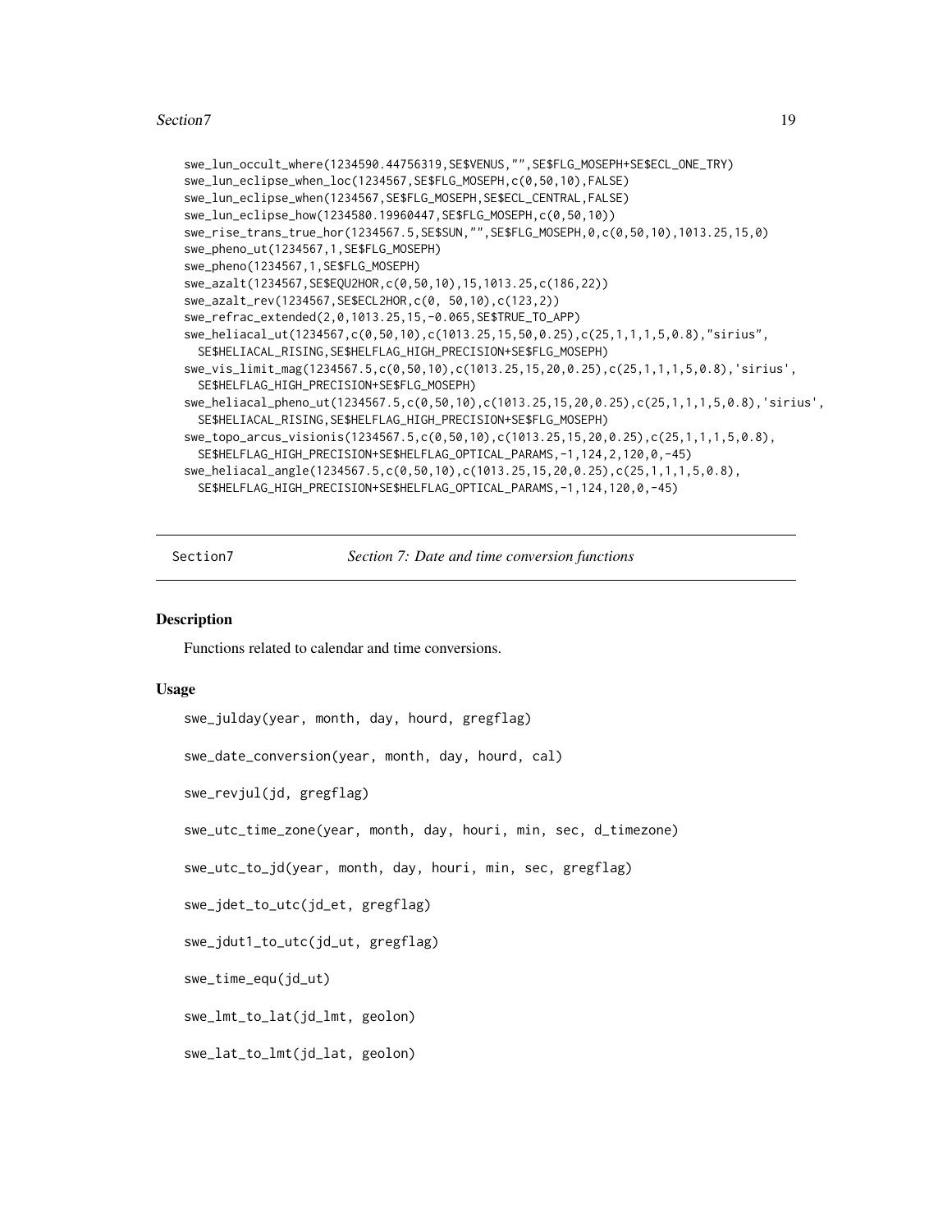```
swe_lun_occult_where(1234590.44756319,SE$VENUS,"",SE$FLG_MOSEPH+SE$ECL_ONE_TRY)
swe_lun_eclipse_when_loc(1234567,SE$FLG_MOSEPH,c(0,50,10),FALSE)
swe_lun_eclipse_when(1234567,SE$FLG_MOSEPH,SE$ECL_CENTRAL,FALSE)
swe_lun_eclipse_how(1234580.19960447,SE$FLG_MOSEPH,c(0,50,10))
swe_rise_trans_true_hor(1234567.5,SE$SUN,"",SE$FLG_MOSEPH,0,c(0,50,10),1013.25,15,0)
swe_pheno_ut(1234567,1,SE$FLG_MOSEPH)
swe_pheno(1234567,1,SE$FLG_MOSEPH)
swe_azalt(1234567,SE$EQU2HOR,c(0,50,10),15,1013.25,c(186,22))
swe_azalt_rev(1234567,SE$ECL2HOR,c(0, 50,10),c(123,2))
swe_refrac_extended(2,0,1013.25,15,-0.065,SE$TRUE_TO_APP)
swe_heliacal_ut(1234567,c(0,50,10),c(1013.25,15,50,0.25),c(25,1,1,1,5,0.8),"sirius",
  SE$HELIACAL_RISING,SE$HELFLAG_HIGH_PRECISION+SE$FLG_MOSEPH)
swe_vis_limit_mag(1234567.5,c(0,50,10),c(1013.25,15,20,0.25),c(25,1,1,1,5,0.8),'sirius',
  SE$HELFLAG_HIGH_PRECISION+SE$FLG_MOSEPH)
swe_heliacal_pheno_ut(1234567.5,c(0,50,10),c(1013.25,15,20,0.25),c(25,1,1,1,5,0.8),'sirius',
  SE$HELIACAL_RISING,SE$HELFLAG_HIGH_PRECISION+SE$FLG_MOSEPH)
swe_topo_arcus_visionis(1234567.5,c(0,50,10),c(1013.25,15,20,0.25),c(25,1,1,1,5,0.8),
  SE$HELFLAG_HIGH_PRECISION+SE$HELFLAG_OPTICAL_PARAMS,-1,124,2,120,0,-45)
swe_heliacal_angle(1234567.5,c(0,50,10),c(1013.25,15,20,0.25),c(25,1,1,1,5,0.8),
  SE$HELFLAG_HIGH_PRECISION+SE$HELFLAG_OPTICAL_PARAMS,-1,124,120,0,-45)
```

---

Section7 *Section 7: Date and time conversion functions*

---

### Description

Functions related to calendar and time conversions.

### Usage

```
swe_julday(year, month, day, hourd, gregflag)

swe_date_conversion(year, month, day, hourd, cal)

swe_revjul(jd, gregflag)

swe_utc_time_zone(year, month, day, houri, min, sec, d_timezone)

swe_utc_to_jd(year, month, day, houri, min, sec, gregflag)

swe_jdet_to_utc(jd_et, gregflag)

swe_jdut1_to_utc(jd_ut, gregflag)

swe_time_equ(jd_ut)

swe_lmt_to_lat(jd_lmt, geolon)

swe_lat_to_lmt(jd_lat, geolon)
```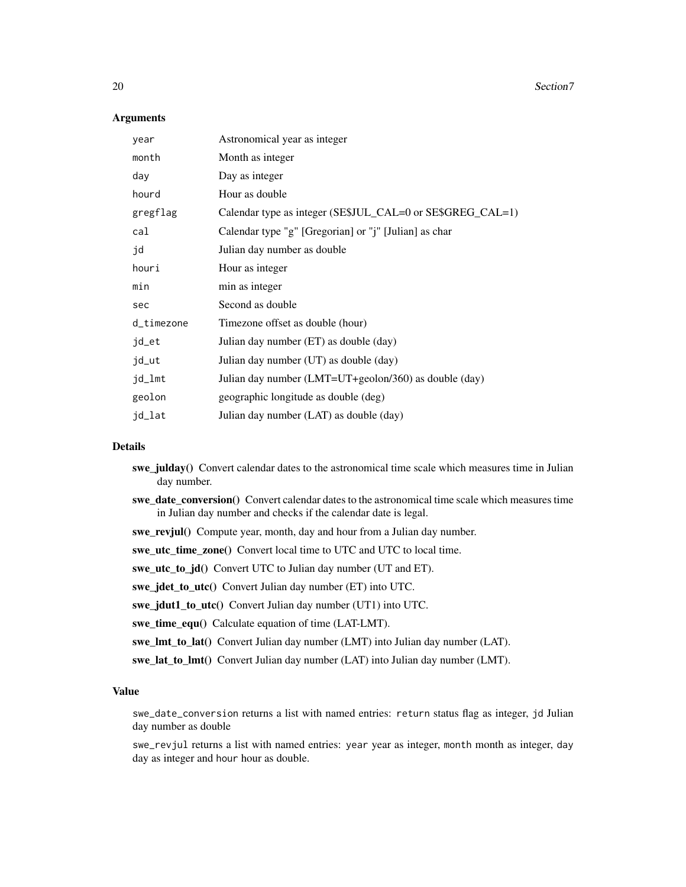### Arguments

| | |
|---|---|
| `year` | Astronomical year as integer |
| `month` | Month as integer |
| `day` | Day as integer |
| `hourd` | Hour as double |
| `gregflag` | Calendar type as integer (SE$JUL_CAL=0 or SE$GREG_CAL=1) |
| `cal` | Calendar type "g" [Gregorian] or "j" [Julian] as char |
| `jd` | Julian day number as double |
| `houri` | Hour as integer |
| `min` | min as integer |
| `sec` | Second as double |
| `d_timezone` | Timezone offset as double (hour) |
| `jd_et` | Julian day number (ET) as double (day) |
| `jd_ut` | Julian day number (UT) as double (day) |
| `jd_lmt` | Julian day number (LMT=UT+geolon/360) as double (day) |
| `geolon` | geographic longitude as double (deg) |
| `jd_lat` | Julian day number (LAT) as double (day) |

### Details

**swe_julday()** Convert calendar dates to the astronomical time scale which measures time in Julian day number.

**swe_date_conversion()** Convert calendar dates to the astronomical time scale which measures time in Julian day number and checks if the calendar date is legal.

**swe_revjul()** Compute year, month, day and hour from a Julian day number.

**swe_utc_time_zone()** Convert local time to UTC and UTC to local time.

**swe_utc_to_jd()** Convert UTC to Julian day number (UT and ET).

**swe_jdet_to_utc()** Convert Julian day number (ET) into UTC.

**swe_jdut1_to_utc()** Convert Julian day number (UT1) into UTC.

**swe_time_equ()** Calculate equation of time (LAT-LMT).

**swe_lmt_to_lat()** Convert Julian day number (LMT) into Julian day number (LAT).

**swe_lat_to_lmt()** Convert Julian day number (LAT) into Julian day number (LMT).

### Value

`swe_date_conversion` returns a list with named entries: `return` status flag as integer, `jd` Julian day number as double

`swe_revjul` returns a list with named entries: `year` year as integer, `month` month as integer, `day` day as integer and `hour` hour as double.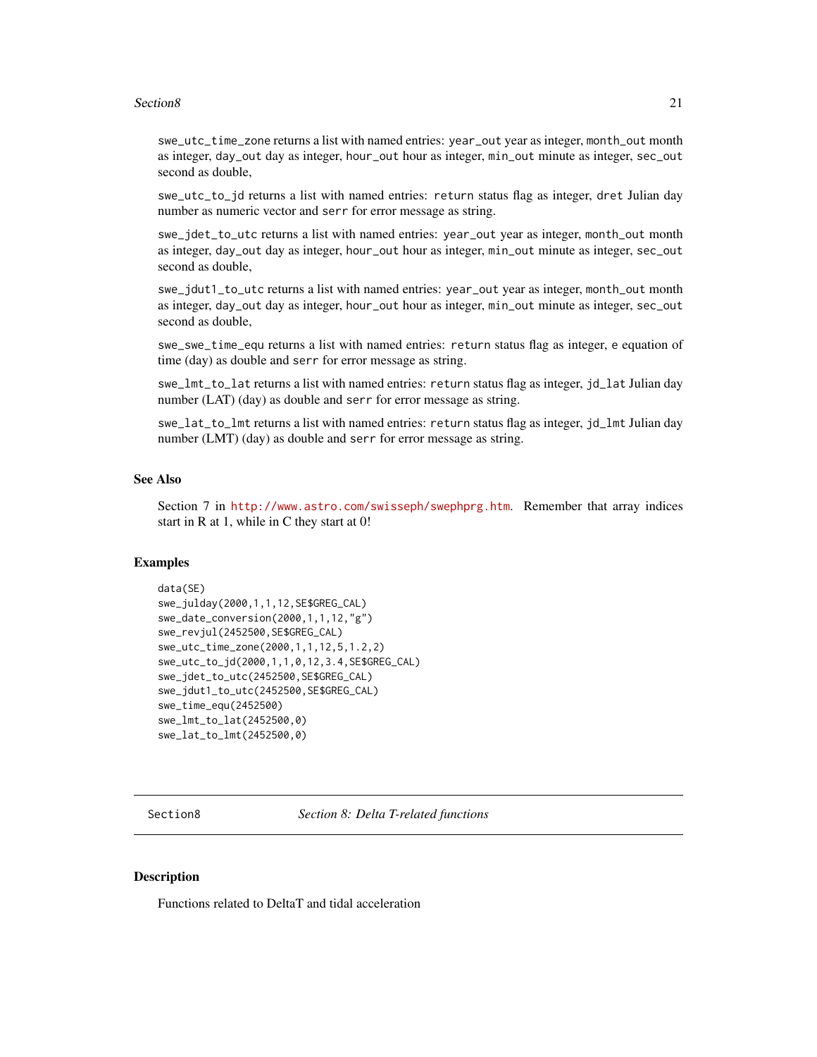swe_utc_time_zone returns a list with named entries: year_out year as integer, month_out month as integer, day_out day as integer, hour_out hour as integer, min_out minute as integer, sec_out second as double,

swe_utc_to_jd returns a list with named entries: return status flag as integer, dret Julian day number as numeric vector and serr for error message as string.

swe_jdet_to_utc returns a list with named entries: year_out year as integer, month_out month as integer, day_out day as integer, hour_out hour as integer, min_out minute as integer, sec_out second as double,

swe_jdut1_to_utc returns a list with named entries: year_out year as integer, month_out month as integer, day_out day as integer, hour_out hour as integer, min_out minute as integer, sec_out second as double,

swe_swe_time_equ returns a list with named entries: return status flag as integer, e equation of time (day) as double and serr for error message as string.

swe_lmt_to_lat returns a list with named entries: return status flag as integer, jd_lat Julian day number (LAT) (day) as double and serr for error message as string.

swe_lat_to_lmt returns a list with named entries: return status flag as integer, jd_lmt Julian day number (LMT) (day) as double and serr for error message as string.

### See Also

Section 7 in http://www.astro.com/swisseph/swephprg.htm. Remember that array indices start in R at 1, while in C they start at 0!

### Examples

```
data(SE)
swe_julday(2000,1,1,12,SE$GREG_CAL)
swe_date_conversion(2000,1,1,12,"g")
swe_revjul(2452500,SE$GREG_CAL)
swe_utc_time_zone(2000,1,1,12,5,1.2,2)
swe_utc_to_jd(2000,1,1,0,12,3.4,SE$GREG_CAL)
swe_jdet_to_utc(2452500,SE$GREG_CAL)
swe_jdut1_to_utc(2452500,SE$GREG_CAL)
swe_time_equ(2452500)
swe_lmt_to_lat(2452500,0)
swe_lat_to_lmt(2452500,0)
```

---

## Section8 — *Section 8: Delta T-related functions*

### Description

Functions related to DeltaT and tidal acceleration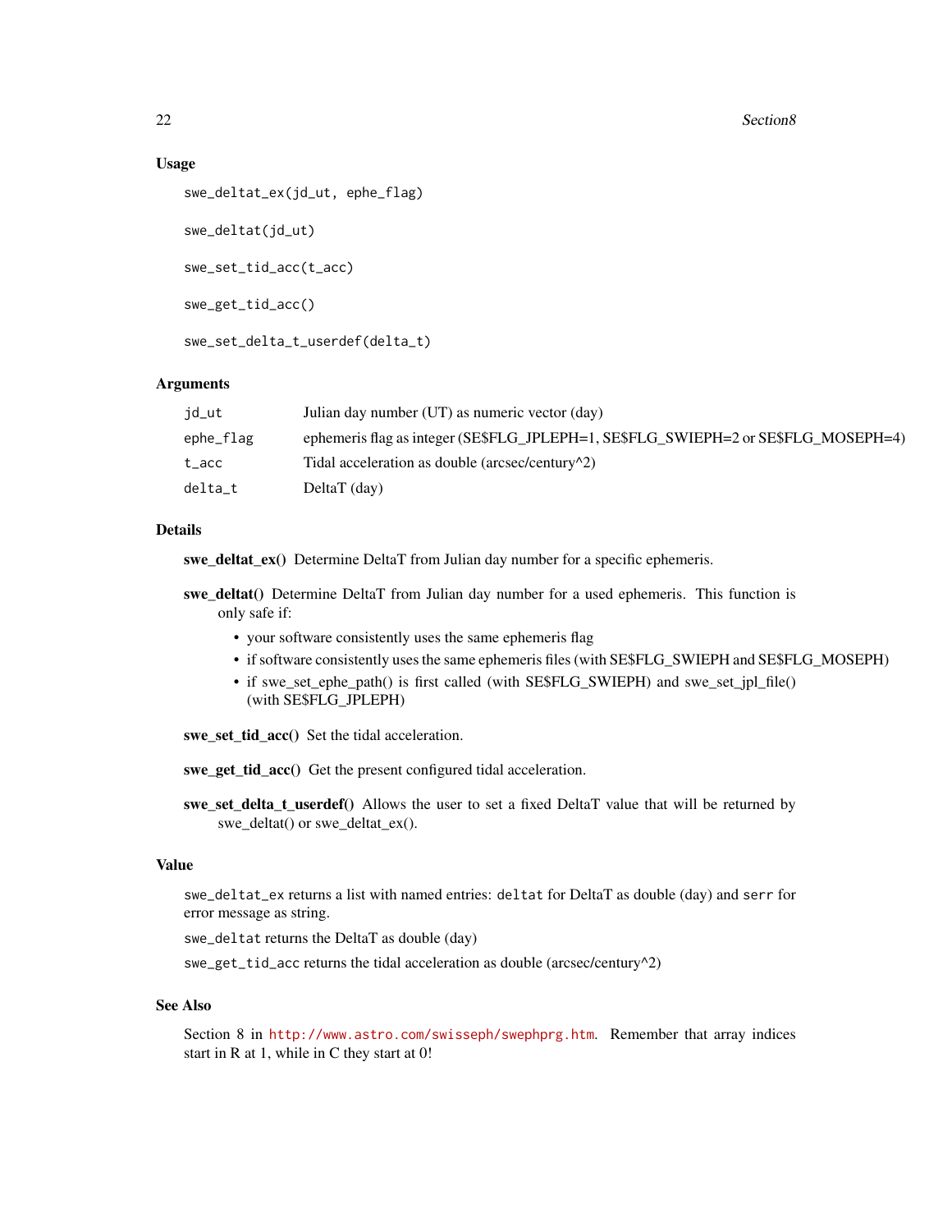### Usage

```
swe_deltat_ex(jd_ut, ephe_flag)

swe_deltat(jd_ut)

swe_set_tid_acc(t_acc)

swe_get_tid_acc()

swe_set_delta_t_userdef(delta_t)
```

### Arguments

| | |
|---|---|
| jd_ut | Julian day number (UT) as numeric vector (day) |
| ephe_flag | ephemeris flag as integer (SE$FLG_JPLEPH=1, SE$FLG_SWIEPH=2 or SE$FLG_MOSEPH=4) |
| t_acc | Tidal acceleration as double (arcsec/century^2) |
| delta_t | DeltaT (day) |

### Details

**swe_deltat_ex()** Determine DeltaT from Julian day number for a specific ephemeris.

**swe_deltat()** Determine DeltaT from Julian day number for a used ephemeris. This function is only safe if:

- your software consistently uses the same ephemeris flag
- if software consistently uses the same ephemeris files (with SE$FLG_SWIEPH and SE$FLG_MOSEPH)
- if swe_set_ephe_path() is first called (with SE$FLG_SWIEPH) and swe_set_jpl_file() (with SE$FLG_JPLEPH)

**swe_set_tid_acc()** Set the tidal acceleration.

**swe_get_tid_acc()** Get the present configured tidal acceleration.

**swe_set_delta_t_userdef()** Allows the user to set a fixed DeltaT value that will be returned by swe_deltat() or swe_deltat_ex().

### Value

`swe_deltat_ex` returns a list with named entries: `deltat` for DeltaT as double (day) and `serr` for error message as string.

`swe_deltat` returns the DeltaT as double (day)

`swe_get_tid_acc` returns the tidal acceleration as double (arcsec/century^2)

### See Also

Section 8 in http://www.astro.com/swisseph/swephprg.htm. Remember that array indices start in R at 1, while in C they start at 0!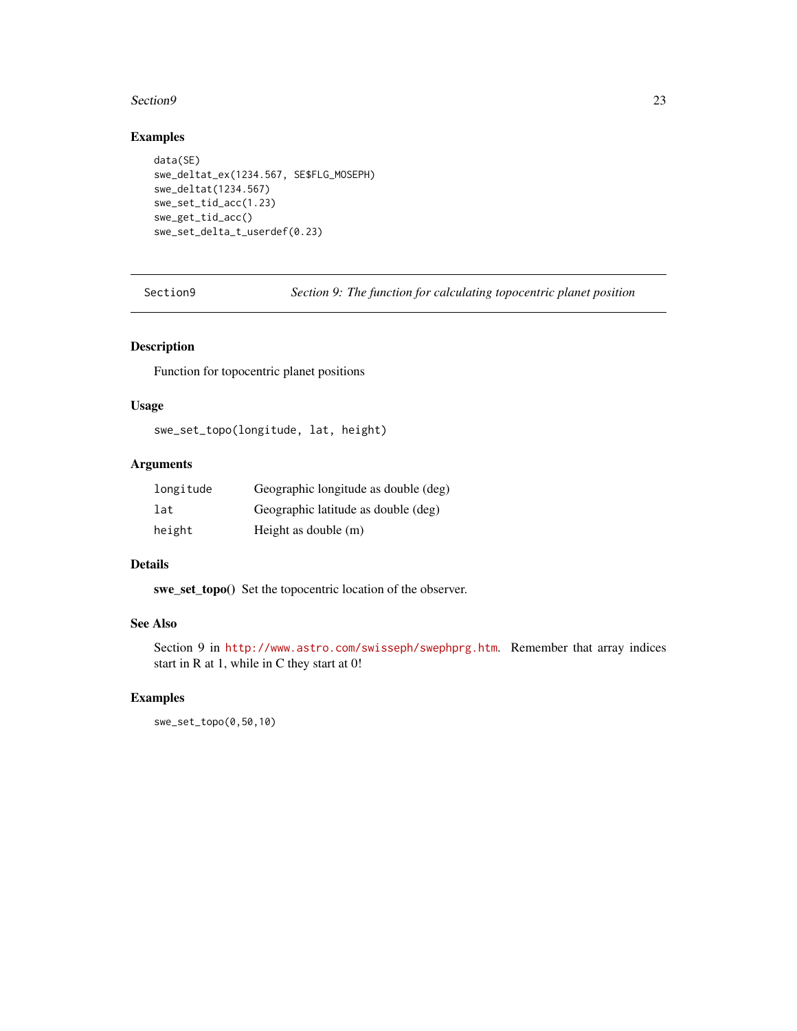## Examples

```
data(SE)
swe_deltat_ex(1234.567, SE$FLG_MOSEPH)
swe_deltat(1234.567)
swe_set_tid_acc(1.23)
swe_get_tid_acc()
swe_set_delta_t_userdef(0.23)
```

---

Section9 — *Section 9: The function for calculating topocentric planet position*

---

### Description

Function for topocentric planet positions

### Usage

```
swe_set_topo(longitude, lat, height)
```

### Arguments

| | |
|---|---|
| `longitude` | Geographic longitude as double (deg) |
| `lat` | Geographic latitude as double (deg) |
| `height` | Height as double (m) |

### Details

**swe_set_topo()** Set the topocentric location of the observer.

### See Also

Section 9 in http://www.astro.com/swisseph/swephprg.htm. Remember that array indices start in R at 1, while in C they start at 0!

### Examples

```
swe_set_topo(0,50,10)
```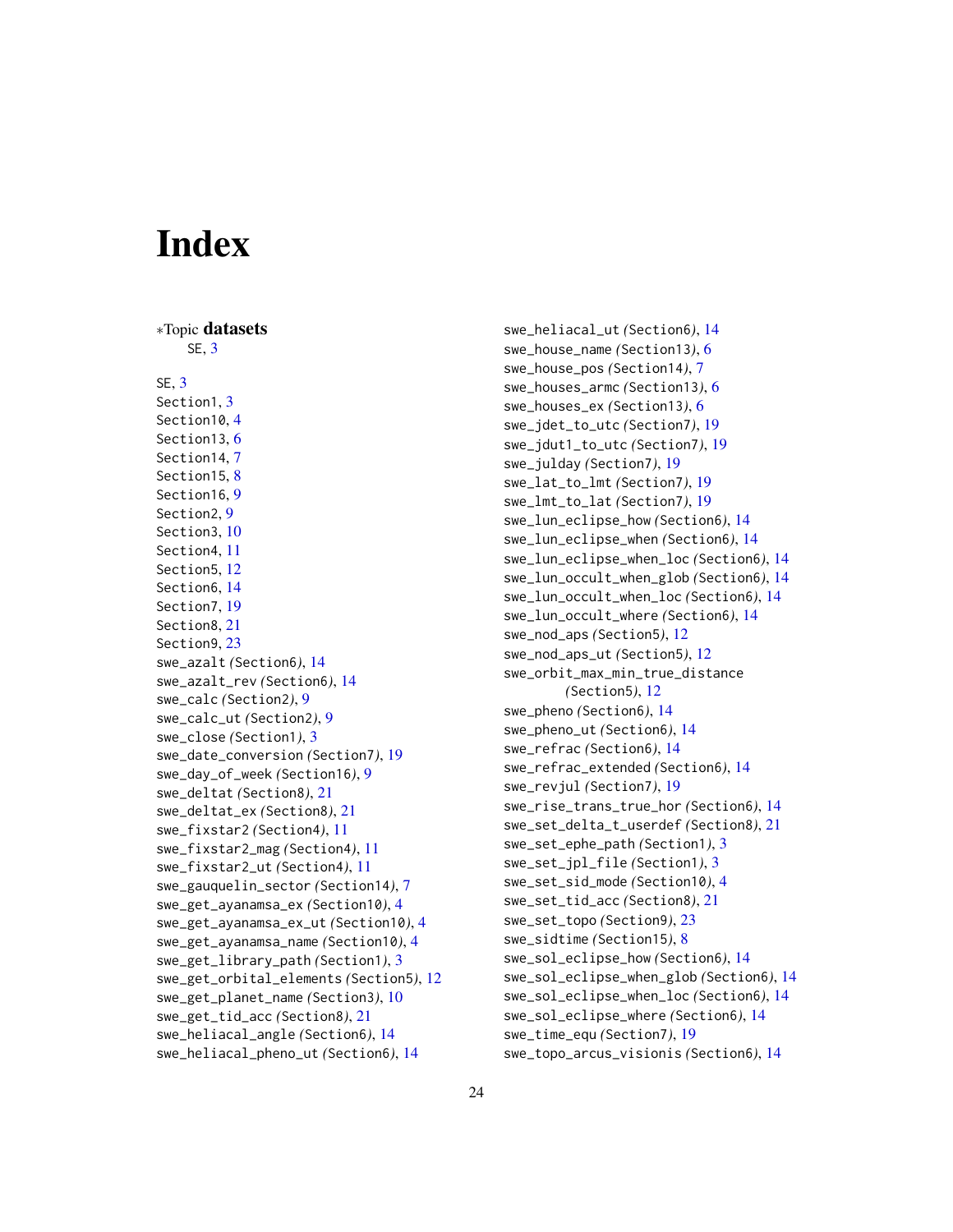# Index

∗Topic **datasets**
  SE, 3

SE, 3
Section1, 3
Section10, 4
Section13, 6
Section14, 7
Section15, 8
Section16, 9
Section2, 9
Section3, 10
Section4, 11
Section5, 12
Section6, 14
Section7, 19
Section8, 21
Section9, 23
swe_azalt *(Section6)*, 14
swe_azalt_rev *(Section6)*, 14
swe_calc *(Section2)*, 9
swe_calc_ut *(Section2)*, 9
swe_close *(Section1)*, 3
swe_date_conversion *(Section7)*, 19
swe_day_of_week *(Section16)*, 9
swe_deltat *(Section8)*, 21
swe_deltat_ex *(Section8)*, 21
swe_fixstar2 *(Section4)*, 11
swe_fixstar2_mag *(Section4)*, 11
swe_fixstar2_ut *(Section4)*, 11
swe_gauquelin_sector *(Section14)*, 7
swe_get_ayanamsa_ex *(Section10)*, 4
swe_get_ayanamsa_ex_ut *(Section10)*, 4
swe_get_ayanamsa_name *(Section10)*, 4
swe_get_library_path *(Section1)*, 3
swe_get_orbital_elements *(Section5)*, 12
swe_get_planet_name *(Section3)*, 10
swe_get_tid_acc *(Section8)*, 21
swe_heliacal_angle *(Section6)*, 14
swe_heliacal_pheno_ut *(Section6)*, 14
swe_heliacal_ut *(Section6)*, 14
swe_house_name *(Section13)*, 6
swe_house_pos *(Section14)*, 7
swe_houses_armc *(Section13)*, 6
swe_houses_ex *(Section13)*, 6
swe_jdet_to_utc *(Section7)*, 19
swe_jdut1_to_utc *(Section7)*, 19
swe_julday *(Section7)*, 19
swe_lat_to_lmt *(Section7)*, 19
swe_lmt_to_lat *(Section7)*, 19
swe_lun_eclipse_how *(Section6)*, 14
swe_lun_eclipse_when *(Section6)*, 14
swe_lun_eclipse_when_loc *(Section6)*, 14
swe_lun_occult_when_glob *(Section6)*, 14
swe_lun_occult_when_loc *(Section6)*, 14
swe_lun_occult_where *(Section6)*, 14
swe_nod_aps *(Section5)*, 12
swe_nod_aps_ut *(Section5)*, 12
swe_orbit_max_min_true_distance *(Section5)*, 12
swe_pheno *(Section6)*, 14
swe_pheno_ut *(Section6)*, 14
swe_refrac *(Section6)*, 14
swe_refrac_extended *(Section6)*, 14
swe_revjul *(Section7)*, 19
swe_rise_trans_true_hor *(Section6)*, 14
swe_set_delta_t_userdef *(Section8)*, 21
swe_set_ephe_path *(Section1)*, 3
swe_set_jpl_file *(Section1)*, 3
swe_set_sid_mode *(Section10)*, 4
swe_set_tid_acc *(Section8)*, 21
swe_set_topo *(Section9)*, 23
swe_sidtime *(Section15)*, 8
swe_sol_eclipse_how *(Section6)*, 14
swe_sol_eclipse_when_glob *(Section6)*, 14
swe_sol_eclipse_when_loc *(Section6)*, 14
swe_sol_eclipse_where *(Section6)*, 14
swe_time_equ *(Section7)*, 19
swe_topo_arcus_visionis *(Section6)*, 14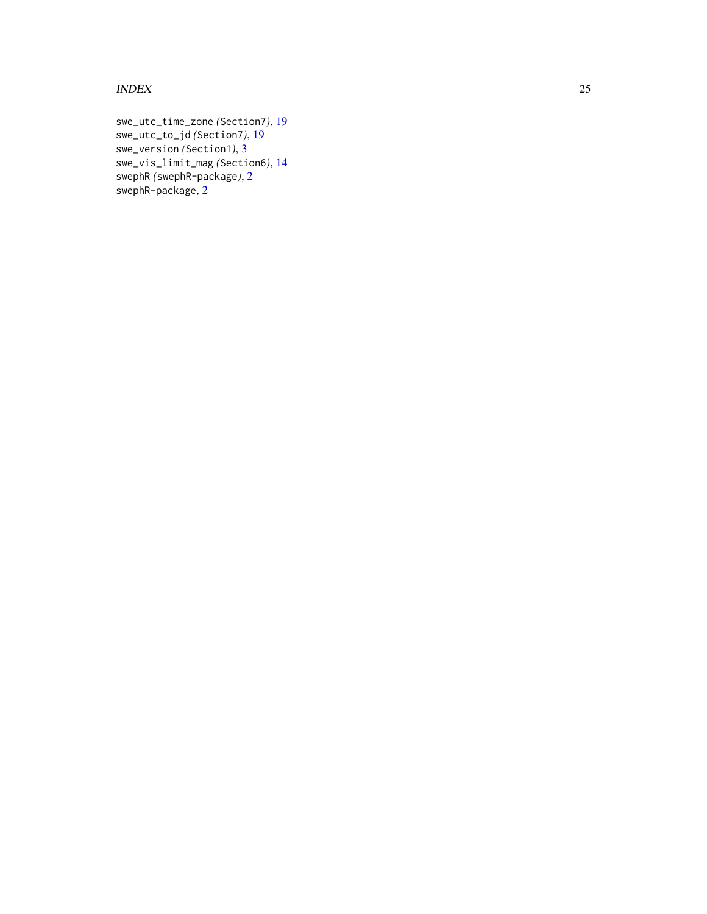swe_utc_time_zone (Section7), 19
swe_utc_to_jd (Section7), 19
swe_version (Section1), 3
swe_vis_limit_mag (Section6), 14
swephR (swephR-package), 2
swephR-package, 2